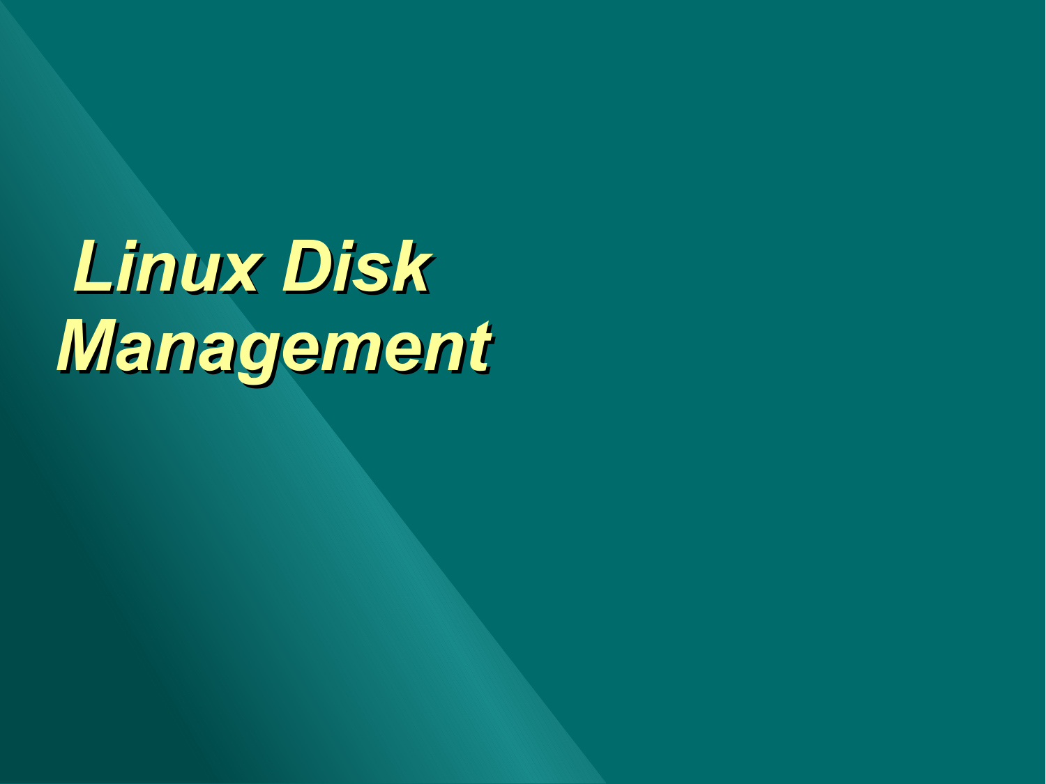# *Linux Disk Management*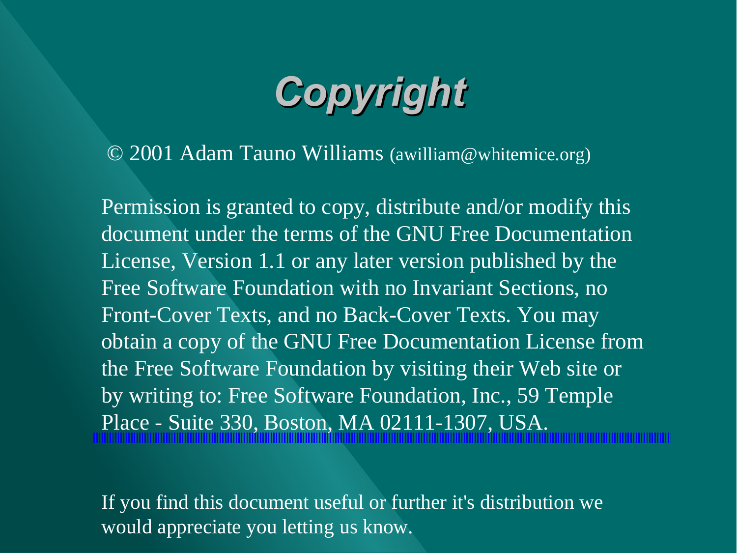# *Copyright*

© 2001 Adam Tauno Williams (awilliam@whitemice.org)

Permission is granted to copy, distribute and/or modify this document under the terms of the GNU Free Documentation License, Version 1.1 or any later version published by the Free Software Foundation with no Invariant Sections, no Front-Cover Texts, and no Back-Cover Texts. You may obtain a copy of the GNU Free Documentation License from the Free Software Foundation by visiting their Web site or by writing to: Free Software Foundation, Inc., 59 Temple Place - Suite 330, Boston, MA 02111-1307, USA.

If you find this document useful or further it's distribution we would appreciate you letting us know.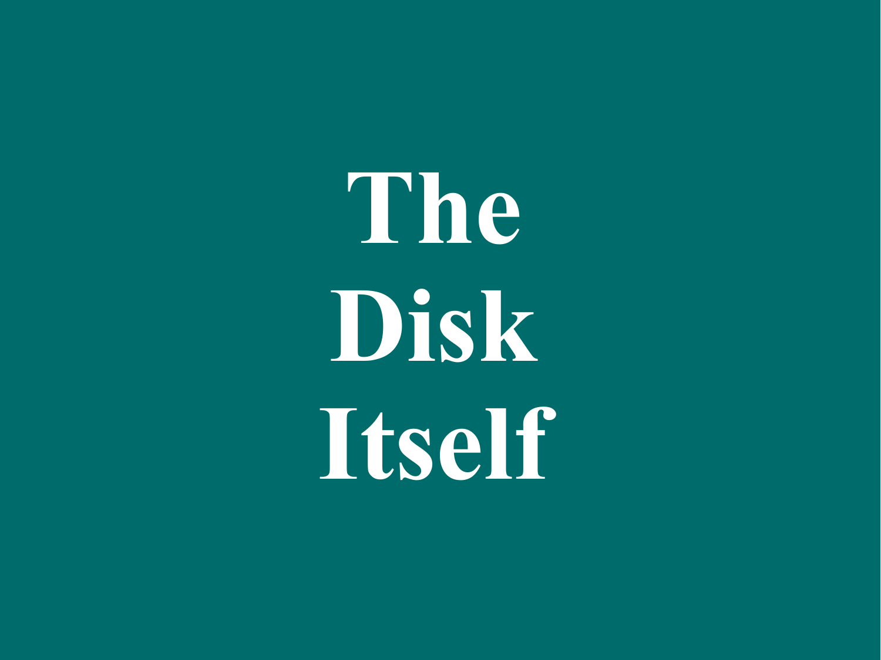# The Disk Itself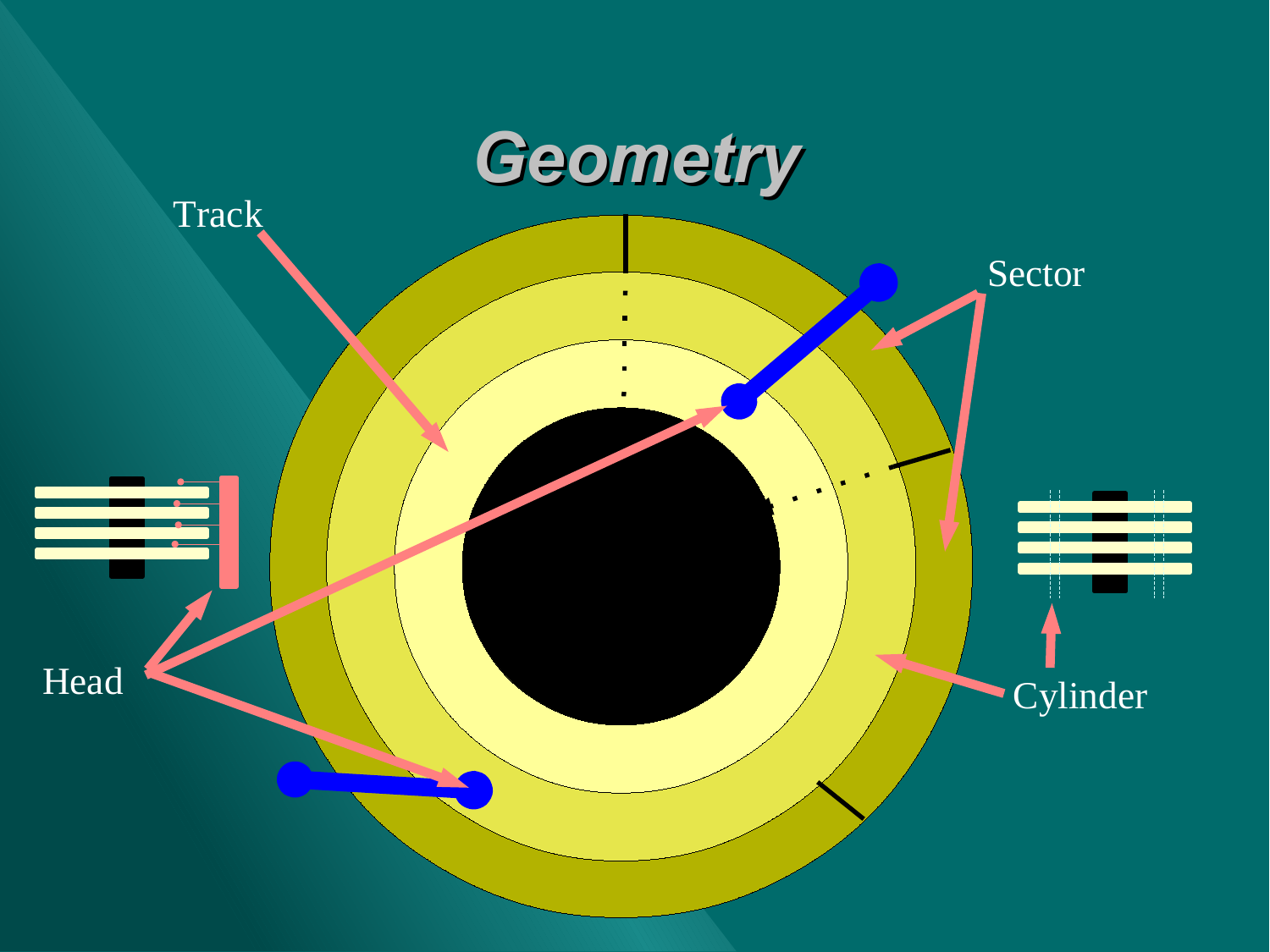# Geometry

Track

Sector

Head

Cylinder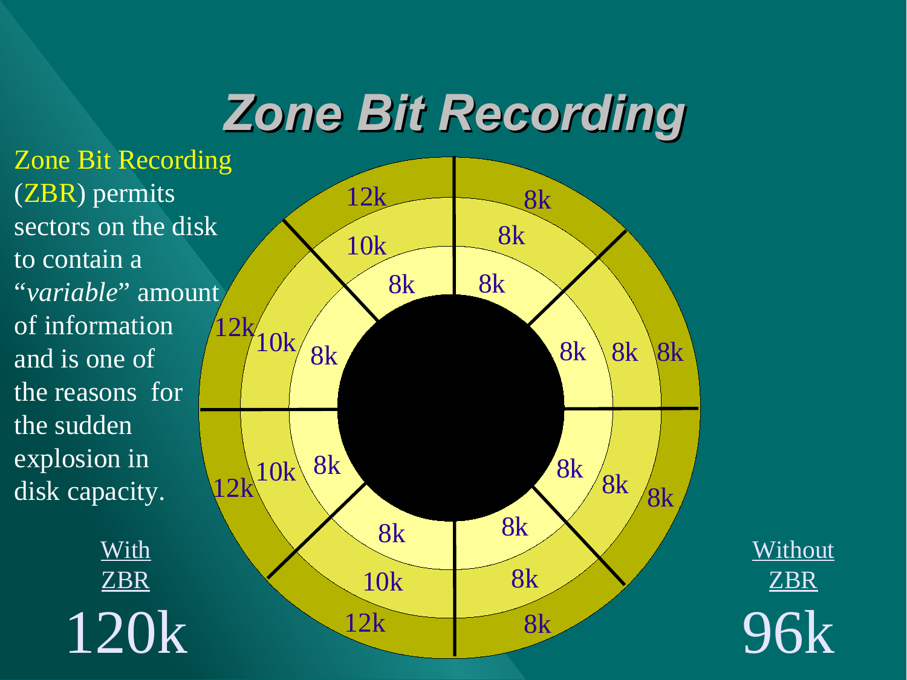# Zone Bit Recording

Zone Bit Recording (ZBR) permits sectors on the disk to contain a "*variable*" amount of information and is one of the reasons for the sudden explosion in disk capacity.

With ZBR

120k

Without ZBR

96k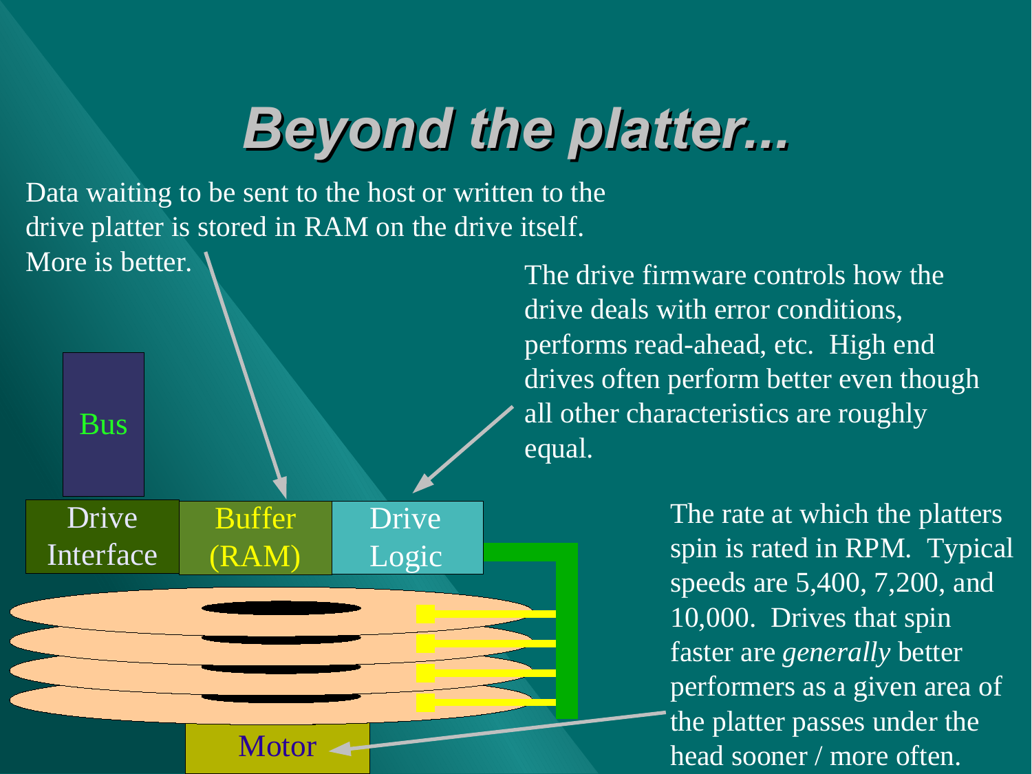# Beyond the platter...

Data waiting to be sent to the host or written to the drive platter is stored in RAM on the drive itself. More is better.

The drive firmware controls how the drive deals with error conditions, performs read-ahead, etc. High end drives often perform better even though all other characteristics are roughly equal.

The rate at which the platters spin is rated in RPM. Typical speeds are 5,400, 7,200, and 10,000. Drives that spin faster are *generally* better performers as a given area of the platter passes under the head sooner / more often.

Bus

Drive Interface | Buffer (RAM) | Drive Logic

Motor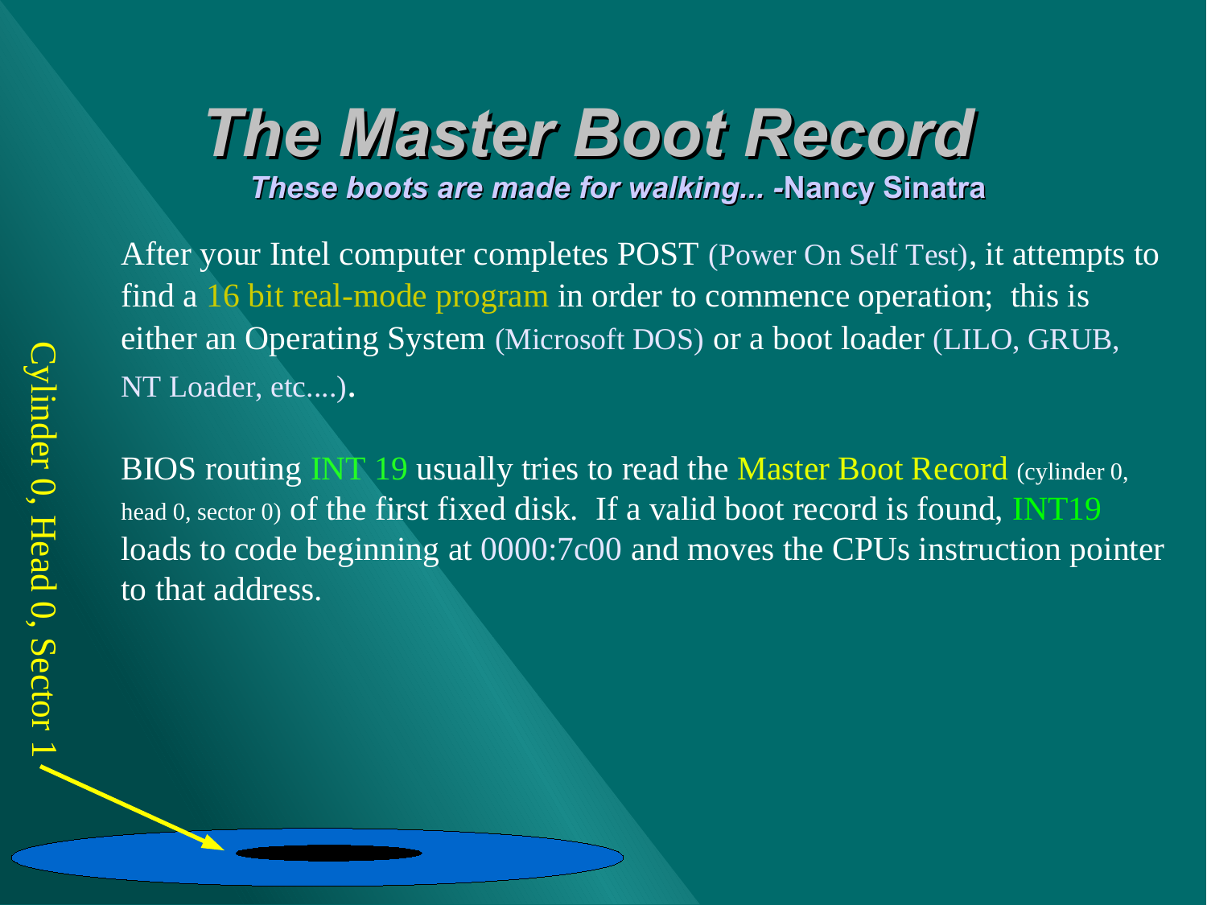# The Master Boot Record

***These boots are made for walking... -Nancy Sinatra***

After your Intel computer completes POST (Power On Self Test), it attempts to find a 16 bit real-mode program in order to commence operation; this is either an Operating System (Microsoft DOS) or a boot loader (LILO, GRUB, NT Loader, etc....).

BIOS routing INT 19 usually tries to read the Master Boot Record (cylinder 0, head 0, sector 0) of the first fixed disk. If a valid boot record is found, INT19 loads to code beginning at 0000:7c00 and moves the CPUs instruction pointer to that address.

Cylinder 0, Head 0, Sector 1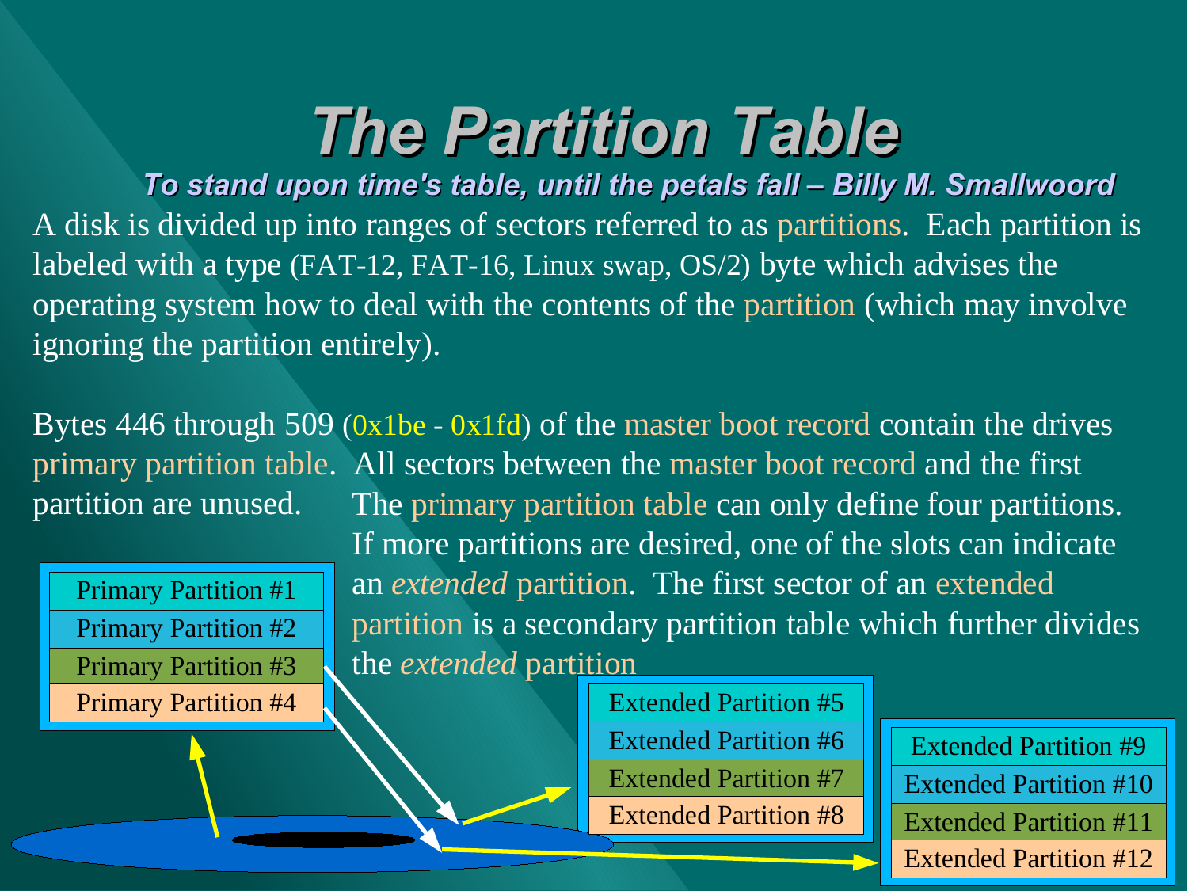# The Partition Table

***To stand upon time's table, until the petals fall – Billy M. Smallwoord***

A disk is divided up into ranges of sectors referred to as partitions. Each partition is labeled with a type (FAT-12, FAT-16, Linux swap, OS/2) byte which advises the operating system how to deal with the contents of the partition (which may involve ignoring the partition entirely).

Bytes 446 through 509 (0x1be - 0x1fd) of the master boot record contain the drives primary partition table. All sectors between the master boot record and the first partition are unused. The primary partition table can only define four partitions. If more partitions are desired, one of the slots can indicate an *extended* partition. The first sector of an extended partition is a secondary partition table which further divides the *extended* partition

| Primary Partition #1 |
|---|
| Primary Partition #2 |
| Primary Partition #3 |
| Primary Partition #4 |

| Extended Partition #5 |
|---|
| Extended Partition #6 |
| Extended Partition #7 |
| Extended Partition #8 |

| Extended Partition #9 |
|---|
| Extended Partition #10 |
| Extended Partition #11 |
| Extended Partition #12 |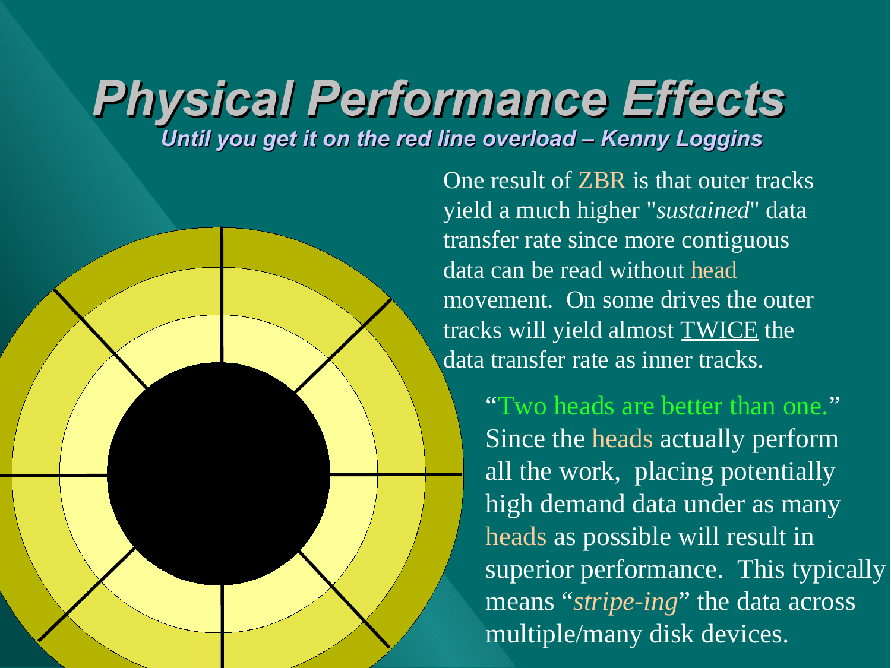# Physical Performance Effects

***Until you get it on the red line overload – Kenny Loggins***

One result of ZBR is that outer tracks yield a much higher "*sustained*" data transfer rate since more contiguous data can be read without head movement. On some drives the outer tracks will yield almost TWICE the data transfer rate as inner tracks.

"Two heads are better than one." Since the heads actually perform all the work, placing potentially high demand data under as many heads as possible will result in superior performance. This typically means "*stripe-ing*" the data across multiple/many disk devices.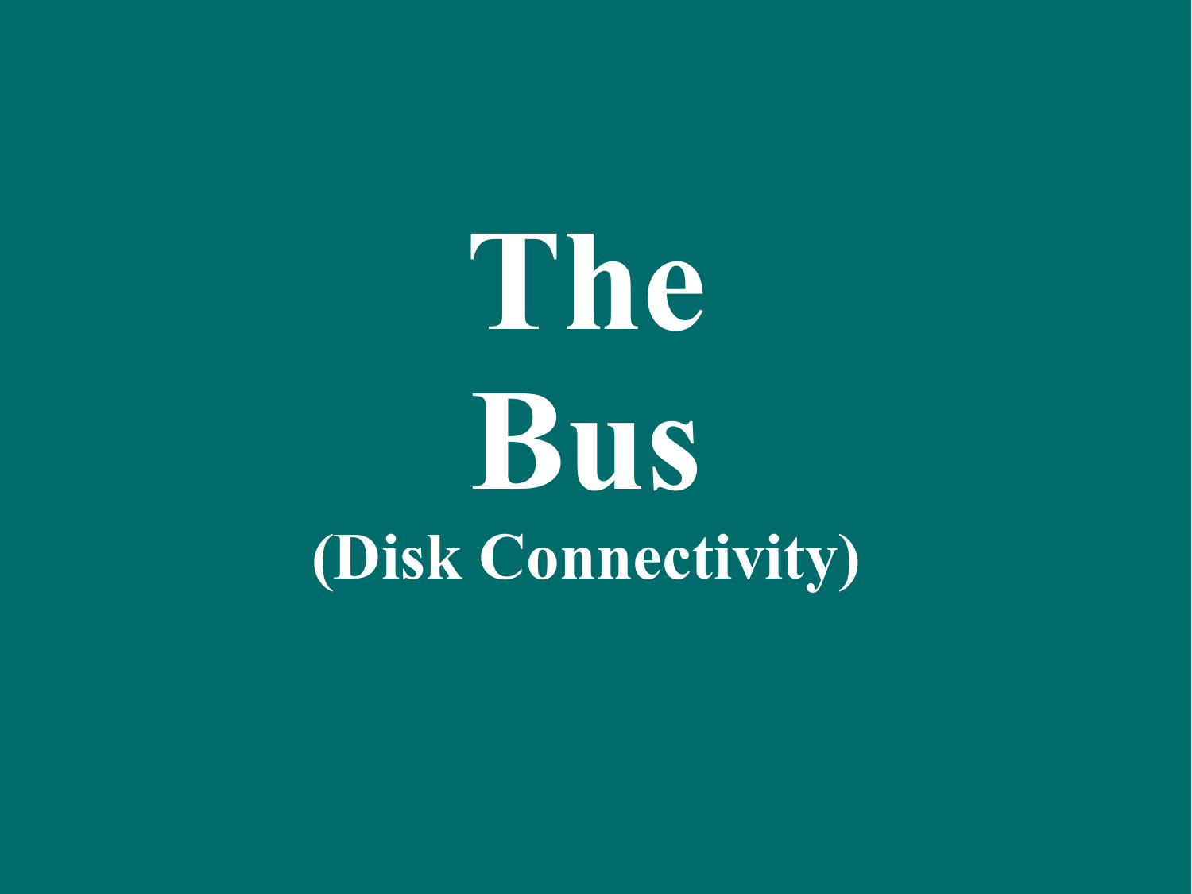# The Bus

## (Disk Connectivity)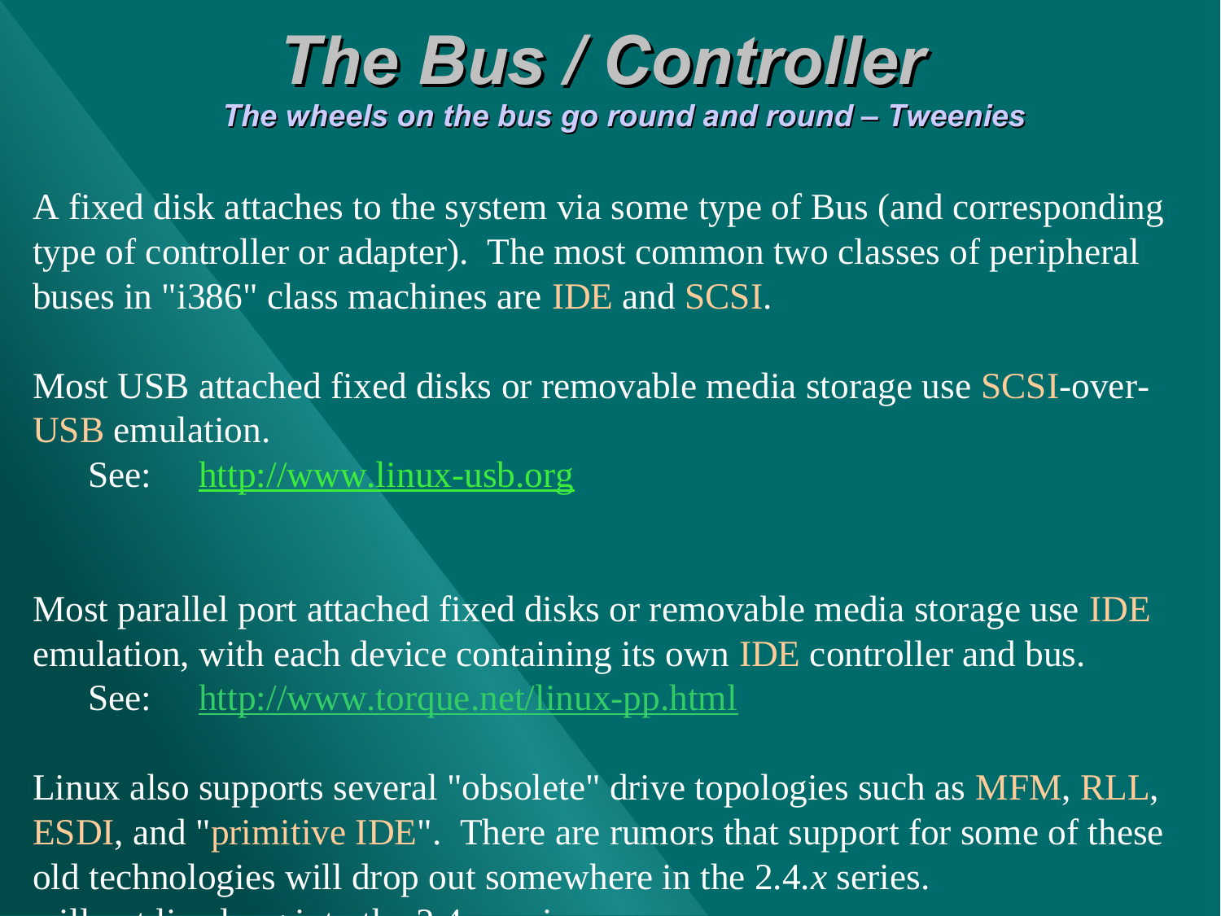# The Bus / Controller

***The wheels on the bus go round and round – Tweenies***

A fixed disk attaches to the system via some type of Bus (and corresponding type of controller or adapter). The most common two classes of peripheral buses in "i386" class machines are IDE and SCSI.

Most USB attached fixed disks or removable media storage use SCSI-over-USB emulation.

See: http://www.linux-usb.org

Most parallel port attached fixed disks or removable media storage use IDE emulation, with each device containing its own IDE controller and bus.

See: http://www.torque.net/linux-pp.html

Linux also supports several "obsolete" drive topologies such as MFM, RLL, ESDI, and "primitive IDE". There are rumors that support for some of these old technologies will drop out somewhere in the 2.4.*x* series.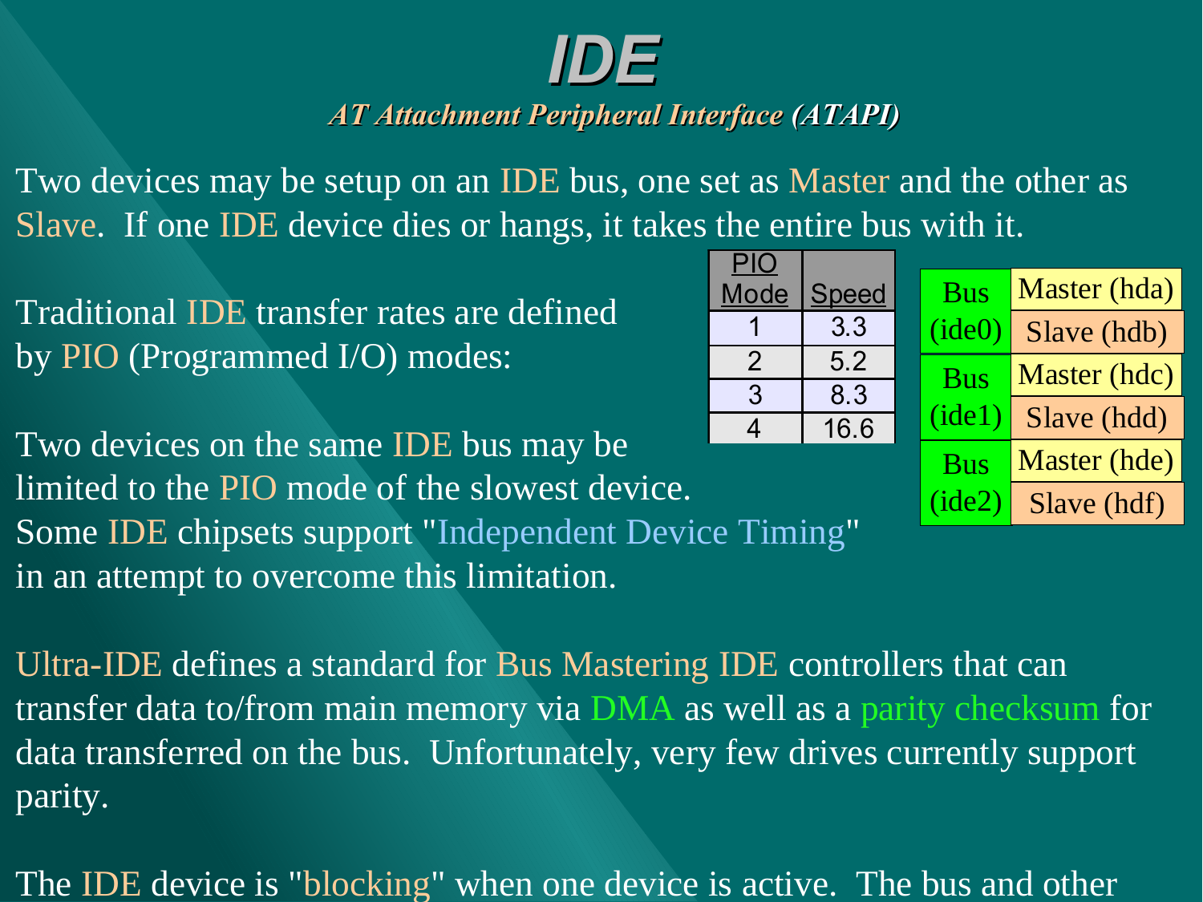# IDE

### *AT Attachment Peripheral Interface (ATAPI)*

Two devices may be setup on an IDE bus, one set as Master and the other as Slave. If one IDE device dies or hangs, it takes the entire bus with it.

Traditional IDE transfer rates are defined by PIO (Programmed I/O) modes:

| PIO Mode | Speed |
|---|---|
| 1 | 3.3 |
| 2 | 5.2 |
| 3 | 8.3 |
| 4 | 16.6 |

| Bus | Device |
|---|---|
| Bus (ide0) | Master (hda) |
| | Slave (hdb) |
| Bus (ide1) | Master (hdc) |
| | Slave (hdd) |
| Bus (ide2) | Master (hde) |
| | Slave (hdf) |

Two devices on the same IDE bus may be limited to the PIO mode of the slowest device. Some IDE chipsets support "Independent Device Timing" in an attempt to overcome this limitation.

Ultra-IDE defines a standard for Bus Mastering IDE controllers that can transfer data to/from main memory via DMA as well as a parity checksum for data transferred on the bus. Unfortunately, very few drives currently support parity.

The IDE device is "blocking" when one device is active. The bus and other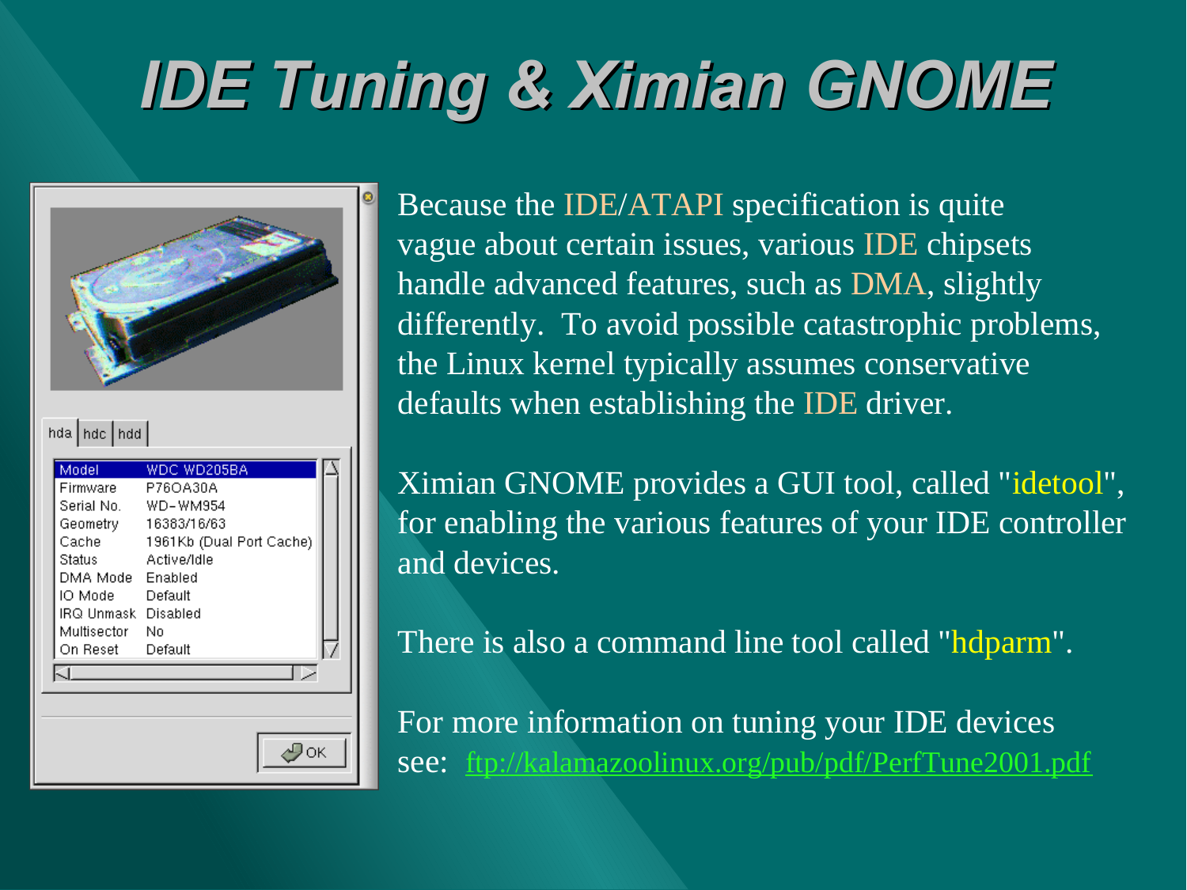# IDE Tuning & Ximian GNOME

| | |
|---|---|
| Model | WDC WD205BA |
| Firmware | P76OA30A |
| Serial No. | WD-WM954 |
| Geometry | 16383/16/63 |
| Cache | 1961Kb (Dual Port Cache) |
| Status | Active/Idle |
| DMA Mode | Enabled |
| IO Mode | Default |
| IRQ Unmask | Disabled |
| Multisector | No |
| On Reset | Default |

Because the IDE/ATAPI specification is quite vague about certain issues, various IDE chipsets handle advanced features, such as DMA, slightly differently. To avoid possible catastrophic problems, the Linux kernel typically assumes conservative defaults when establishing the IDE driver.

Ximian GNOME provides a GUI tool, called "idetool", for enabling the various features of your IDE controller and devices.

There is also a command line tool called "hdparm".

For more information on tuning your IDE devices see: ftp://kalamazoolinux.org/pub/pdf/PerfTune2001.pdf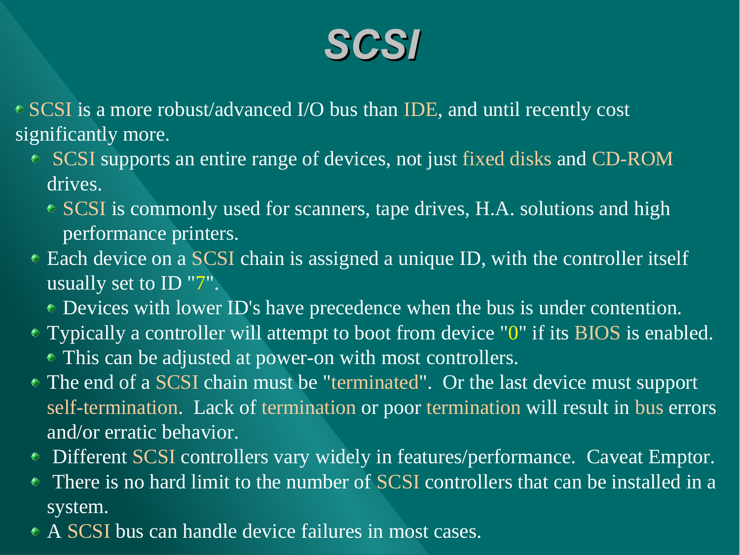# SCSI

- SCSI is a more robust/advanced I/O bus than IDE, and until recently cost significantly more.
  - SCSI supports an entire range of devices, not just fixed disks and CD-ROM drives.
    - SCSI is commonly used for scanners, tape drives, H.A. solutions and high performance printers.
  - Each device on a SCSI chain is assigned a unique ID, with the controller itself usually set to ID "7".
    - Devices with lower ID's have precedence when the bus is under contention.
  - Typically a controller will attempt to boot from device "0" if its BIOS is enabled.
    - This can be adjusted at power-on with most controllers.
  - The end of a SCSI chain must be "terminated". Or the last device must support self-termination. Lack of termination or poor termination will result in bus errors and/or erratic behavior.
  - Different SCSI controllers vary widely in features/performance. Caveat Emptor.
  - There is no hard limit to the number of SCSI controllers that can be installed in a system.
  - A SCSI bus can handle device failures in most cases.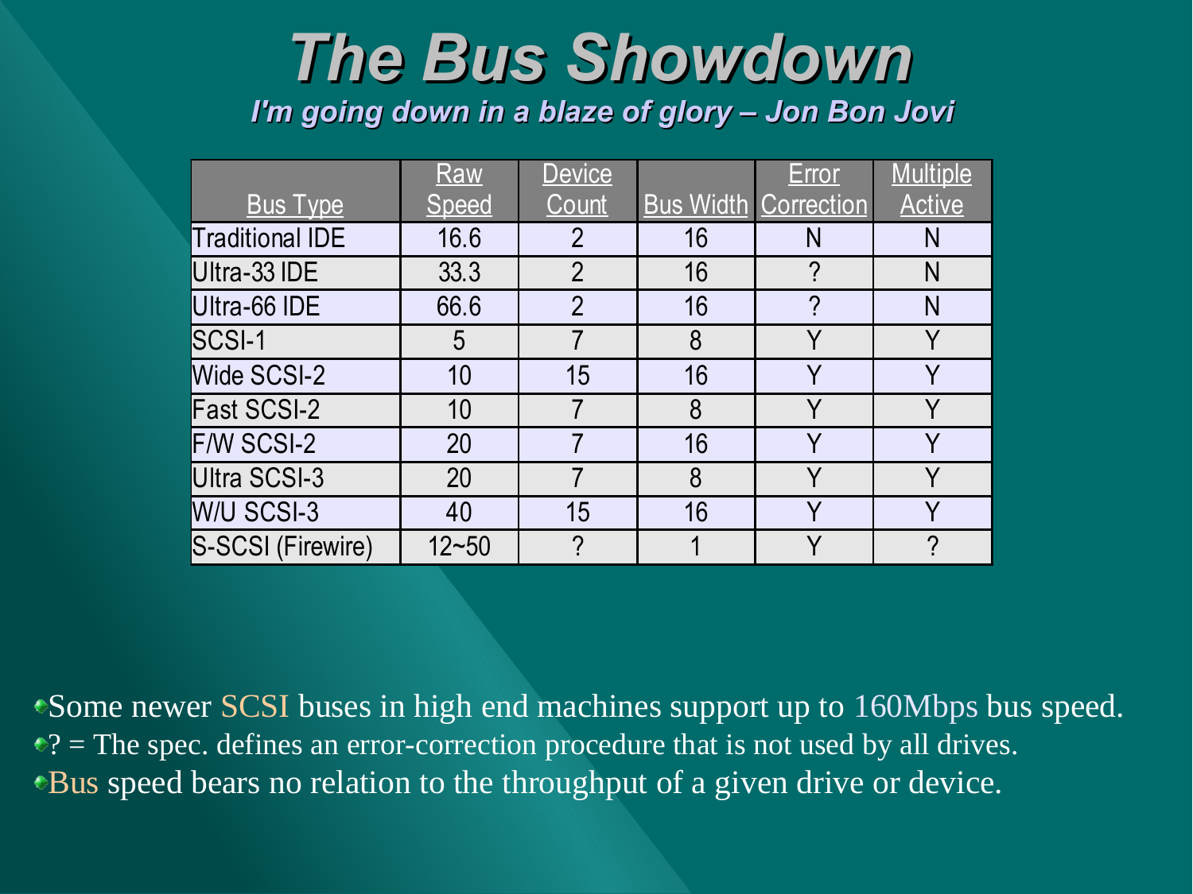# The Bus Showdown

*I'm going down in a blaze of glory – Jon Bon Jovi*

| Bus Type | Raw Speed | Device Count | Bus Width | Error Correction | Multiple Active |
|---|---|---|---|---|---|
| Traditional IDE | 16.6 | 2 | 16 | N | N |
| Ultra-33 IDE | 33.3 | 2 | 16 | ? | N |
| Ultra-66 IDE | 66.6 | 2 | 16 | ? | N |
| SCSI-1 | 5 | 7 | 8 | Y | Y |
| Wide SCSI-2 | 10 | 15 | 16 | Y | Y |
| Fast SCSI-2 | 10 | 7 | 8 | Y | Y |
| F/W SCSI-2 | 20 | 7 | 16 | Y | Y |
| Ultra SCSI-3 | 20 | 7 | 8 | Y | Y |
| W/U SCSI-3 | 40 | 15 | 16 | Y | Y |
| S-SCSI (Firewire) | 12~50 | ? | 1 | Y | ? |

- Some newer SCSI buses in high end machines support up to 160Mbps bus speed.
- ? = The spec. defines an error-correction procedure that is not used by all drives.
- Bus speed bears no relation to the throughput of a given drive or device.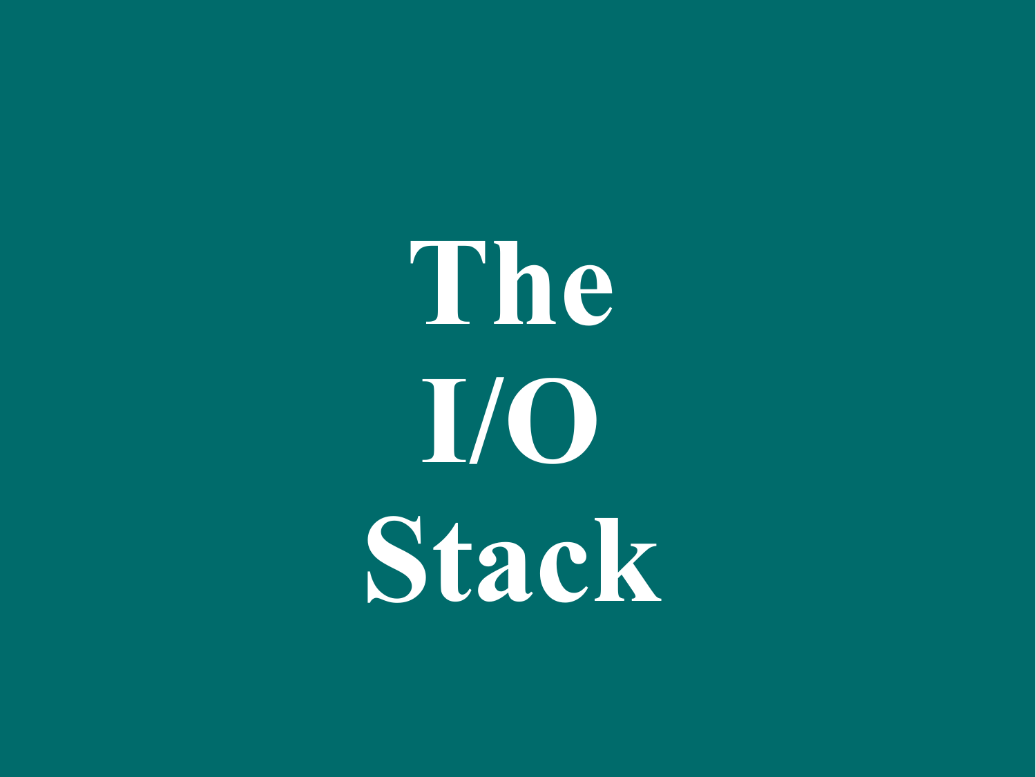# The I/O Stack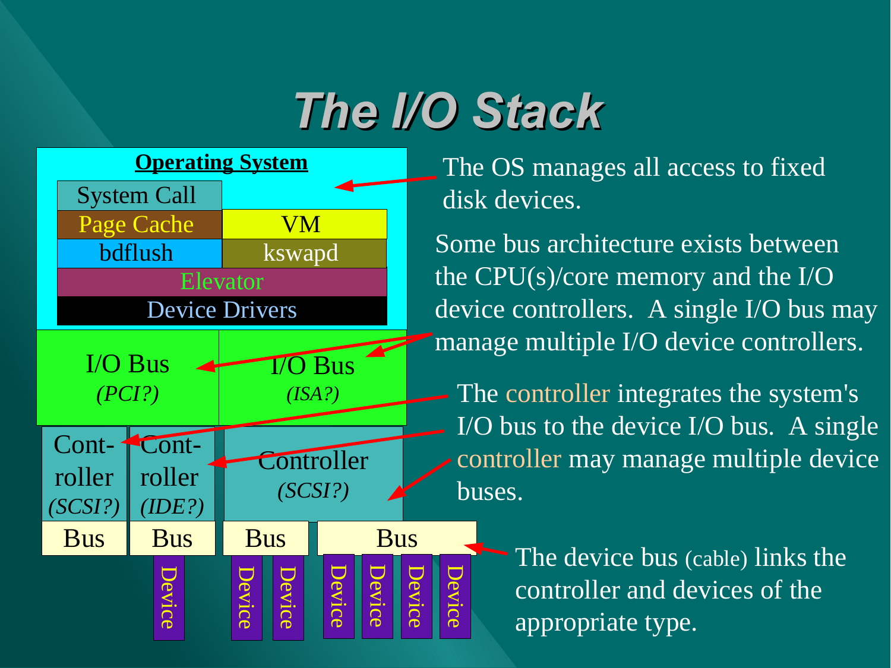# The I/O Stack

**Operating System**

- System Call
- Page Cache | VM
- bdflush | kswapd
- Elevator
- Device Drivers

| I/O Bus *(PCI?)* | | I/O Bus *(ISA?)* |
|---|---|---|
| Cont-roller *(SCSI?)* | Cont-roller *(IDE?)* | Controller *(SCSI?)* |

| Bus | Bus | Bus | Bus |
|---|---|---|---|
| | Device | Device, Device | Device, Device, Device, Device |

The OS manages all access to fixed disk devices.

Some bus architecture exists between the CPU(s)/core memory and the I/O device controllers. A single I/O bus may manage multiple I/O device controllers.

The controller integrates the system's I/O bus to the device I/O bus. A single controller may manage multiple device buses.

The device bus (cable) links the controller and devices of the appropriate type.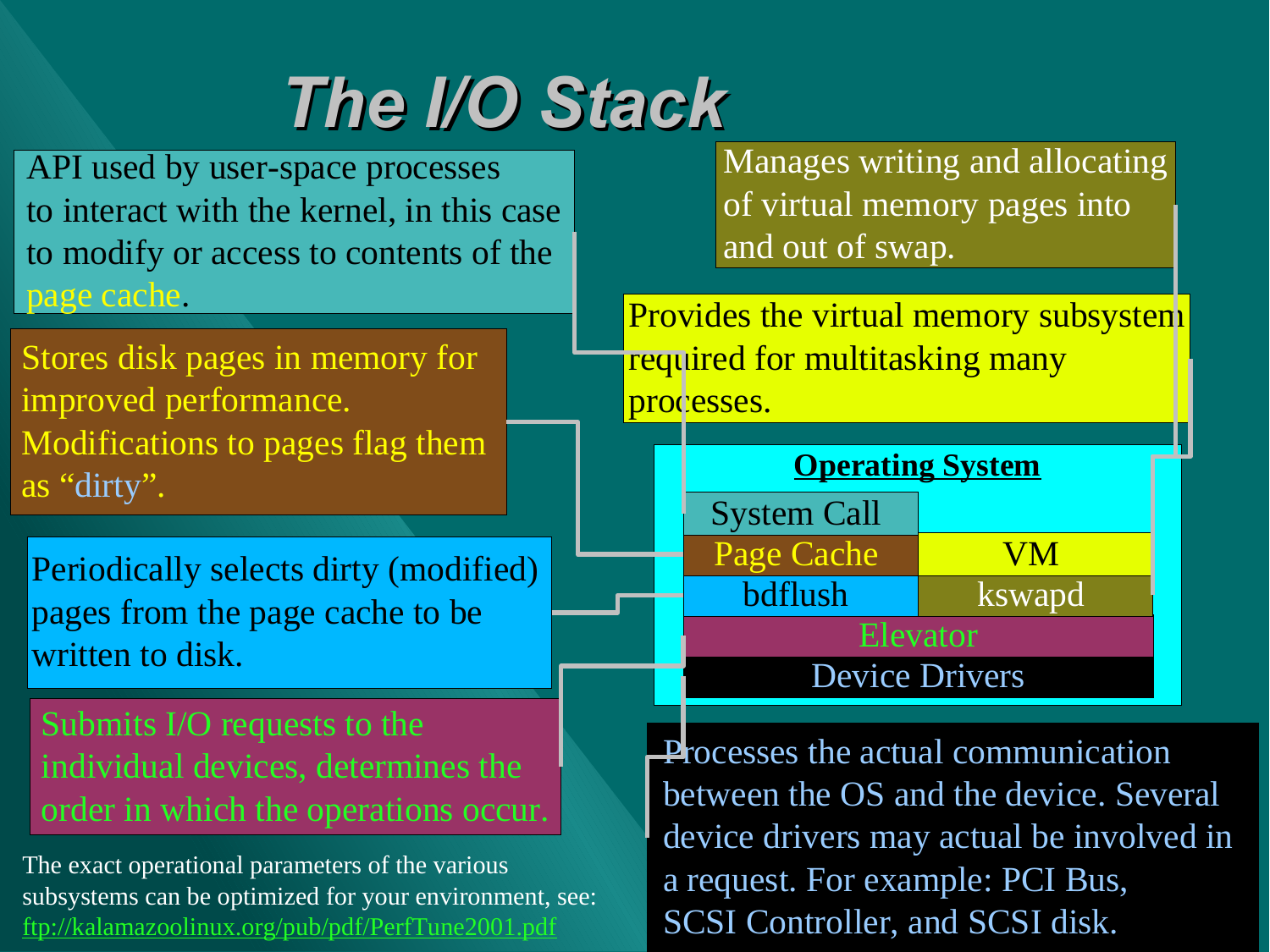# The I/O Stack

API used by user-space processes to interact with the kernel, in this case to modify or access to contents of the page cache.

Stores disk pages in memory for improved performance. Modifications to pages flag them as “dirty”.

Periodically selects dirty (modified) pages from the page cache to be written to disk.

Submits I/O requests to the individual devices, determines the order in which the operations occur.

Manages writing and allocating of virtual memory pages into and out of swap.

Provides the virtual memory subsystem required for multitasking many processes.

**Operating System**

| System Call | |
|---|---|
| Page Cache | VM |
| bdflush | kswapd |
| Elevator | |
| Device Drivers | |

Processes the actual communication between the OS and the device. Several device drivers may actual be involved in a request. For example: PCI Bus, SCSI Controller, and SCSI disk.

The exact operational parameters of the various subsystems can be optimized for your environment, see: ftp://kalamazoolinux.org/pub/pdf/PerfTune2001.pdf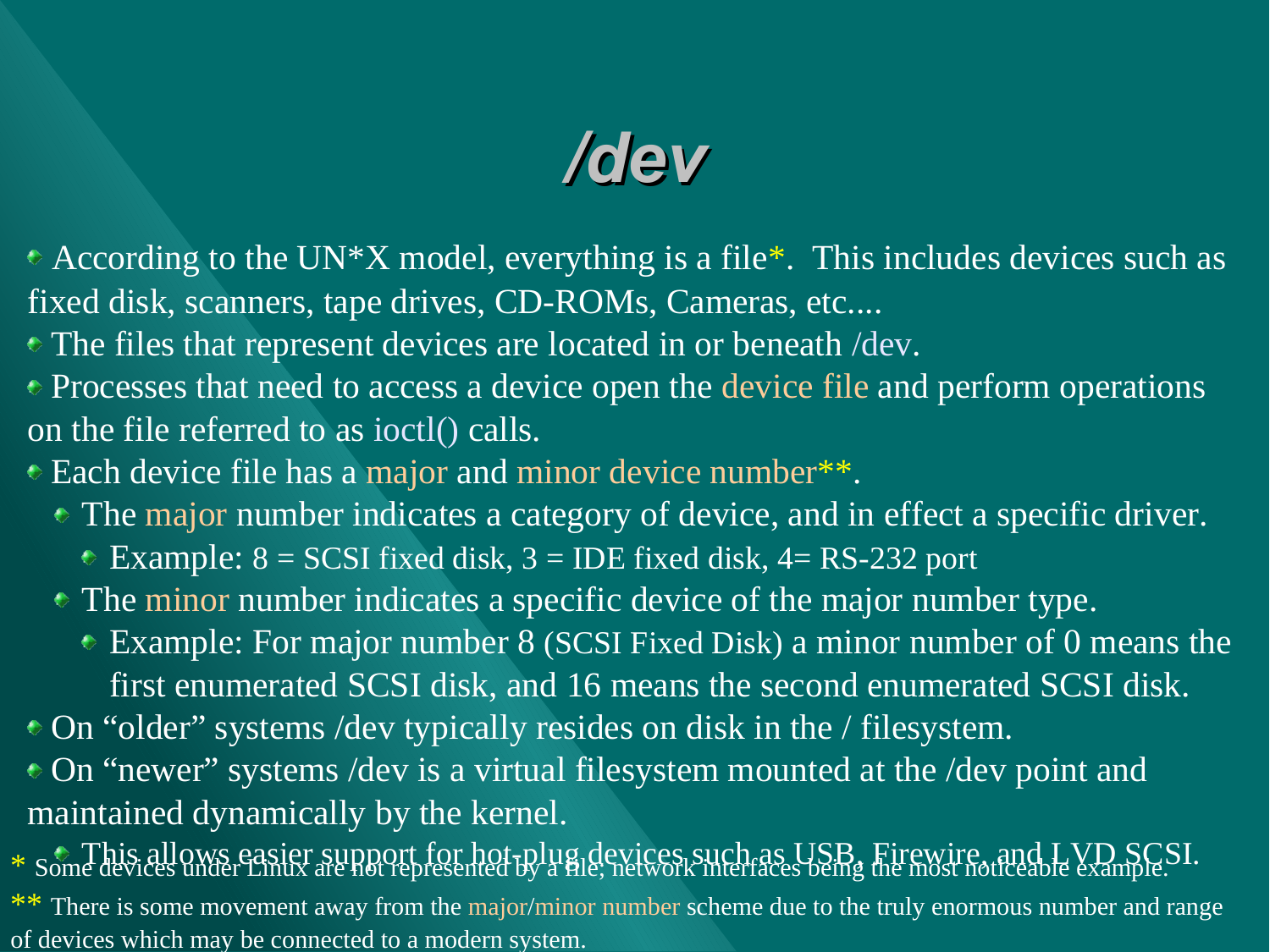# /dev

- According to the UN*X model, everything is a file*. This includes devices such as fixed disk, scanners, tape drives, CD-ROMs, Cameras, etc....
- The files that represent devices are located in or beneath /dev.
- Processes that need to access a device open the device file and perform operations on the file referred to as ioctl() calls.
- Each device file has a major and minor device number**.
  - The major number indicates a category of device, and in effect a specific driver.
    - Example: 8 = SCSI fixed disk, 3 = IDE fixed disk, 4= RS-232 port
  - The minor number indicates a specific device of the major number type.
    - Example: For major number 8 (SCSI Fixed Disk) a minor number of 0 means the first enumerated SCSI disk, and 16 means the second enumerated SCSI disk.
- On "older" systems /dev typically resides on disk in the / filesystem.
- On "newer" systems /dev is a virtual filesystem mounted at the /dev point and maintained dynamically by the kernel.
  - This allows easier support for hot-plug devices such as USB, Firewire, and LVD SCSI.

\* Some devices under Linux are not represented by a file; network interfaces being the most noticeable example.

** There is some movement away from the major/minor number scheme due to the truly enormous number and range of devices which may be connected to a modern system.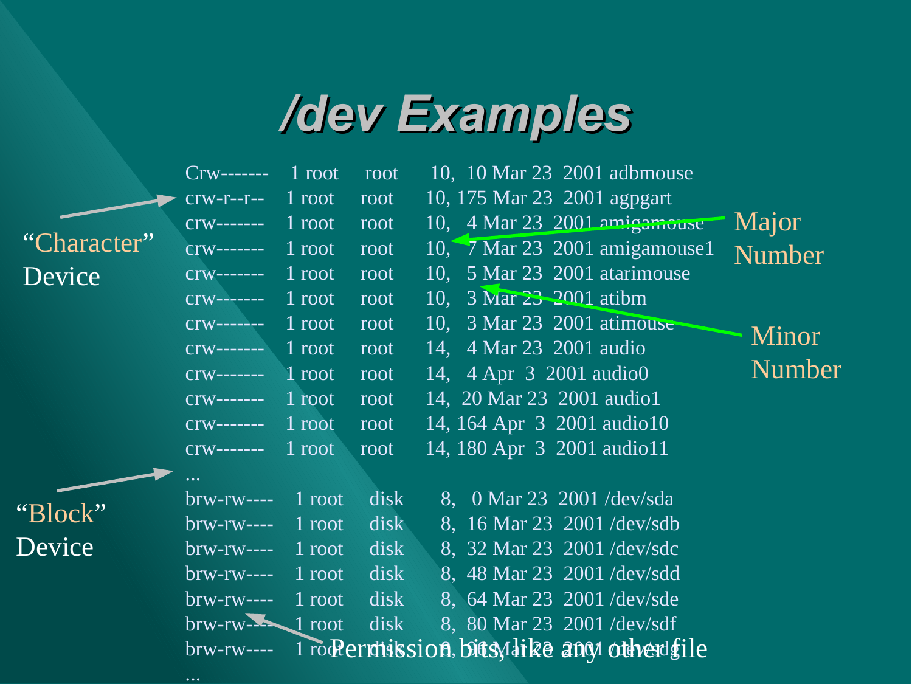# /dev Examples

```
Crw-------   1 root    root     10,  10 Mar 23  2001 adbmouse
crw-r--r--   1 root    root     10, 175 Mar 23  2001 agpgart
crw-------   1 root    root     10,   4 Mar 23  2001 amigamouse
crw-------   1 root    root     10,   7 Mar 23  2001 amigamouse1
crw-------   1 root    root     10,   5 Mar 23  2001 atarimouse
crw-------   1 root    root     10,   3 Mar 23  2001 atibm
crw-------   1 root    root     10,   3 Mar 23  2001 atimouse
crw-------   1 root    root     14,   4 Mar 23  2001 audio
crw-------   1 root    root     14,   4 Apr  3  2001 audio0
crw-------   1 root    root     14,  20 Mar 23  2001 audio1
crw-------   1 root    root     14, 164 Apr  3  2001 audio10
crw-------   1 root    root     14, 180 Apr  3  2001 audio11
...
brw-rw----   1 root    disk      8,   0 Mar 23  2001 /dev/sda
brw-rw----   1 root    disk      8,  16 Mar 23  2001 /dev/sdb
brw-rw----   1 root    disk      8,  32 Mar 23  2001 /dev/sdc
brw-rw----   1 root    disk      8,  48 Mar 23  2001 /dev/sdd
brw-rw----   1 root    disk      8,  64 Mar 23  2001 /dev/sde
brw-rw----   1 root    disk      8,  80 Mar 23  2001 /dev/sdf
brw-rw----   1 root    disk      8,  96 Mar 23  2001 /dev/sdg
...
```

"Character" Device

"Block" Device

Major Number

Minor Number

Permission bits, like any other file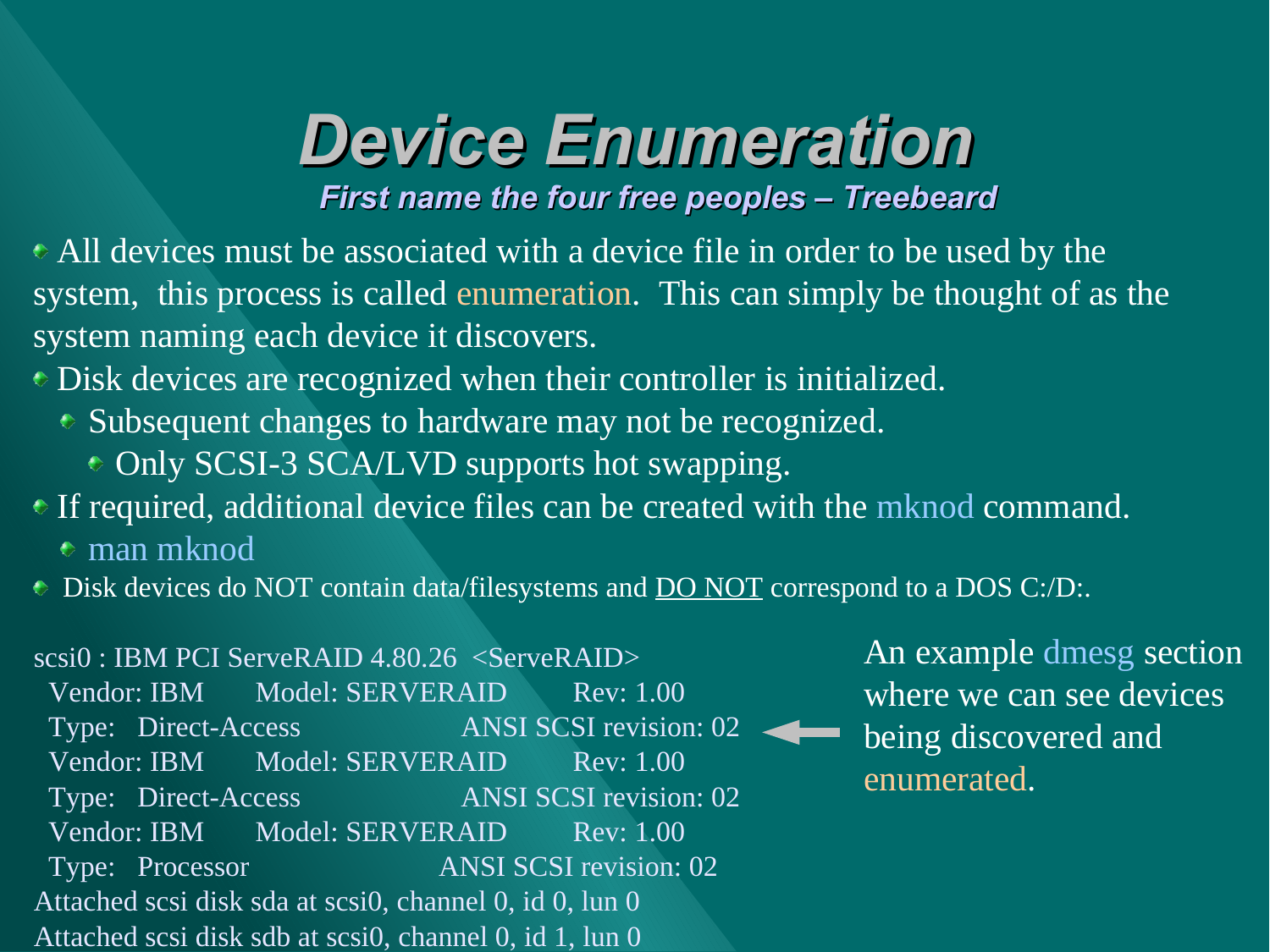# Device Enumeration

***First name the four free peoples – Treebeard***

- All devices must be associated with a device file in order to be used by the system, this process is called enumeration. This can simply be thought of as the system naming each device it discovers.
- Disk devices are recognized when their controller is initialized.
  - Subsequent changes to hardware may not be recognized.
    - Only SCSI-3 SCA/LVD supports hot swapping.
- If required, additional device files can be created with the mknod command.
  - man mknod
- Disk devices do NOT contain data/filesystems and <u>DO NOT</u> correspond to a DOS C:/D:.

```
scsi0 : IBM PCI ServeRAID 4.80.26  <ServeRAID>
  Vendor: IBM      Model: SERVERAID        Rev: 1.00
  Type:   Direct-Access                    ANSI SCSI revision: 02
  Vendor: IBM      Model: SERVERAID        Rev: 1.00
  Type:   Direct-Access                    ANSI SCSI revision: 02
  Vendor: IBM      Model: SERVERAID        Rev: 1.00
  Type:   Processor                        ANSI SCSI revision: 02
Attached scsi disk sda at scsi0, channel 0, id 0, lun 0
Attached scsi disk sdb at scsi0, channel 0, id 1, lun 0
```

An example dmesg section where we can see devices being discovered and enumerated.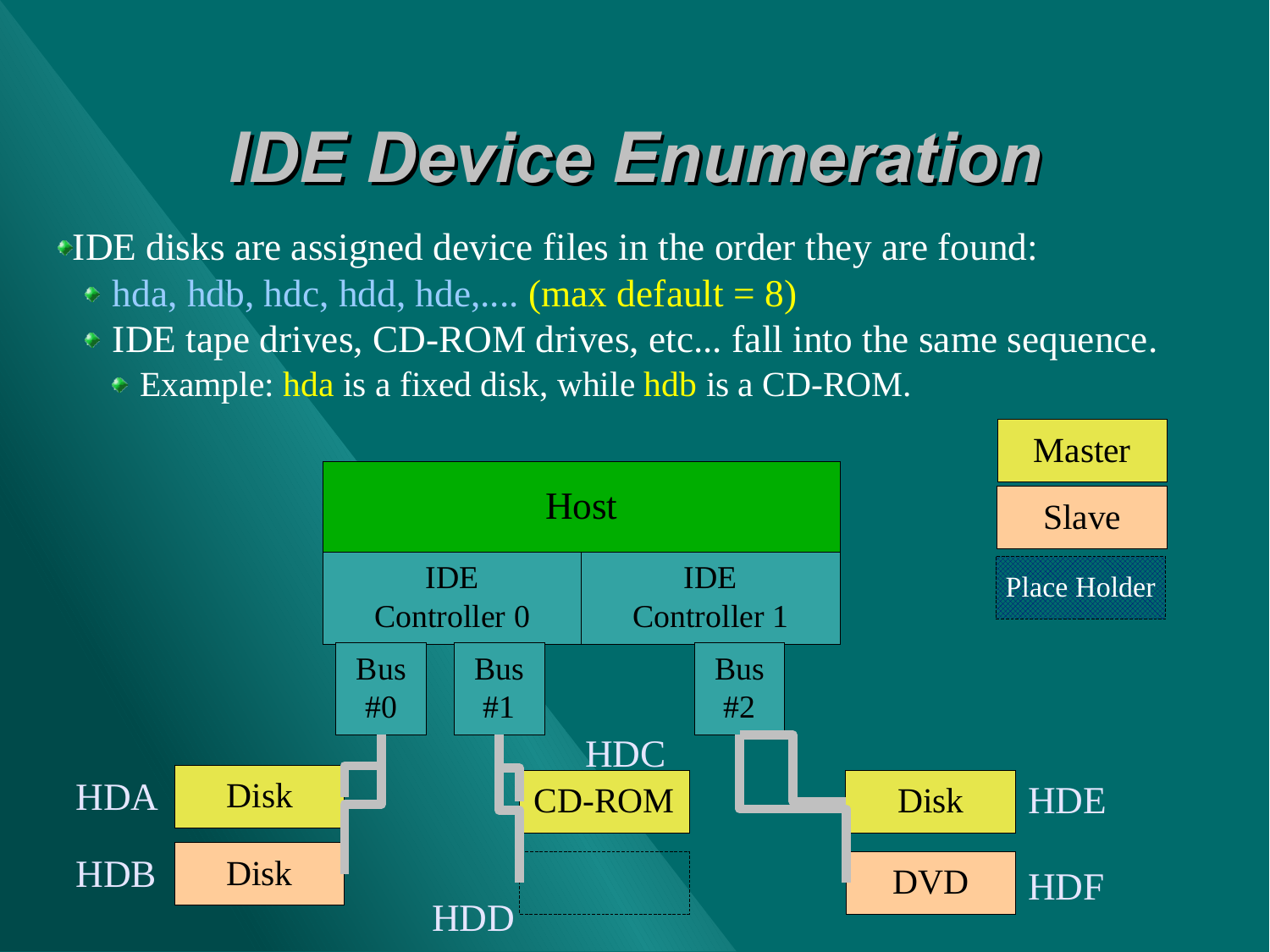# IDE Device Enumeration

- IDE disks are assigned device files in the order they are found:
  - hda, hdb, hdc, hdd, hde,.... (max default = 8)
  - IDE tape drives, CD-ROM drives, etc... fall into the same sequence.
    - Example: hda is a fixed disk, while hdb is a CD-ROM.

Host

IDE Controller 0 | IDE Controller 1

Bus #0 | Bus #1 | Bus #2

HDA — Disk

HDB — Disk

HDC — CD-ROM

HDD

HDE — Disk

HDF — DVD

Master

Slave

Place Holder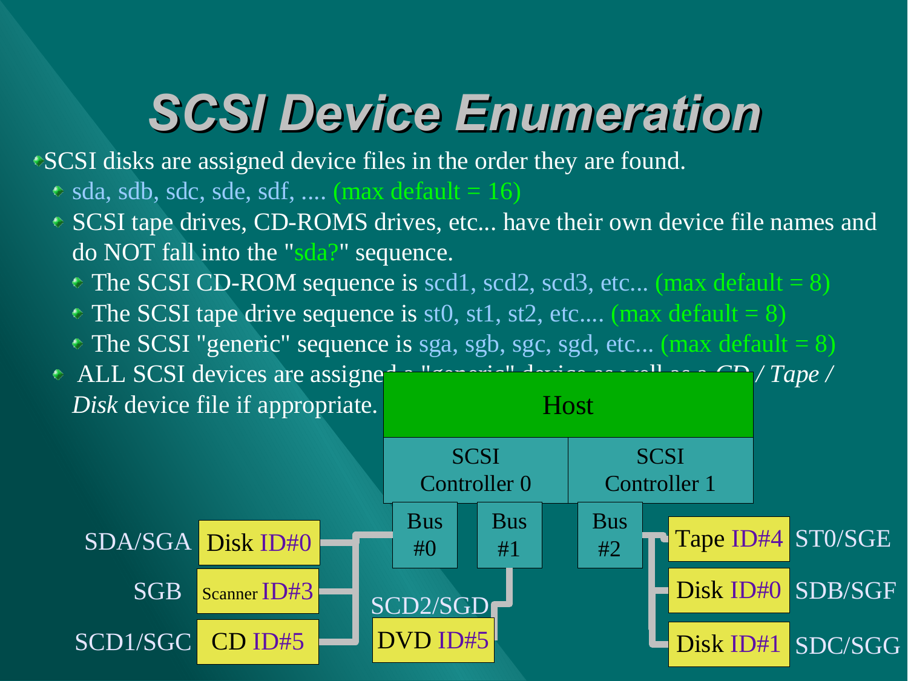# SCSI Device Enumeration

- SCSI disks are assigned device files in the order they are found.
  - sda, sdb, sdc, sde, sdf, .... (max default = 16)
  - SCSI tape drives, CD-ROMS drives, etc... have their own device file names and do NOT fall into the "sda?" sequence.
    - The SCSI CD-ROM sequence is scd1, scd2, scd3, etc... (max default = 8)
    - The SCSI tape drive sequence is st0, st1, st2, etc.... (max default = 8)
    - The SCSI "generic" sequence is sga, sgb, sgc, sgd, etc... (max default = 8)
  - ALL SCSI devices are assigned a "generic" device as well as a *CD / Tape / Disk* device file if appropriate.

Host

SCSI Controller 0 | SCSI Controller 1

Bus #0 | Bus #1 | Bus #2

SDA/SGA Disk ID#0

SGB Scanner ID#3

SCD1/SGC CD ID#5

SCD2/SGD DVD ID#5

Tape ID#4 ST0/SGE

Disk ID#0 SDB/SGF

Disk ID#1 SDC/SGG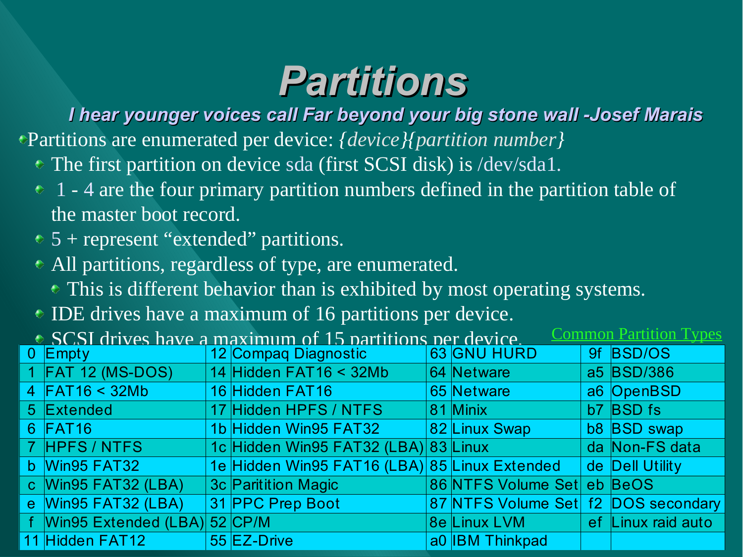# Partitions

***I hear younger voices call Far beyond your big stone wall -Josef Marais***

- Partitions are enumerated per device: *{device}{partition number}*
  - The first partition on device sda (first SCSI disk) is /dev/sda1.
  - 1 - 4 are the four primary partition numbers defined in the partition table of the master boot record.
  - 5 + represent “extended” partitions.
  - All partitions, regardless of type, are enumerated.
    - This is different behavior than is exhibited by most operating systems.
  - IDE drives have a maximum of 16 partitions per device.
  - SCSI drives have a maximum of 15 partitions per device.

Common Partition Types

| | | | | | | | |
|---|---|---|---|---|---|---|---|
| 0 | Empty | 12 | Compaq Diagnostic | 63 | GNU HURD | 9f | BSD/OS |
| 1 | FAT 12 (MS-DOS) | 14 | Hidden FAT16 < 32Mb | 64 | Netware | a5 | BSD/386 |
| 4 | FAT16 < 32Mb | 16 | Hidden FAT16 | 65 | Netware | a6 | OpenBSD |
| 5 | Extended | 17 | Hidden HPFS / NTFS | 81 | Minix | b7 | BSD fs |
| 6 | FAT16 | 1b | Hidden Win95 FAT32 | 82 | Linux Swap | b8 | BSD swap |
| 7 | HPFS / NTFS | 1c | Hidden Win95 FAT32 (LBA) | 83 | Linux | da | Non-FS data |
| b | Win95 FAT32 | 1e | Hidden Win95 FAT16 (LBA) | 85 | Linux Extended | de | Dell Utility |
| c | Win95 FAT32 (LBA) | 3c | Paritition Magic | 86 | NTFS Volume Set | eb | BeOS |
| e | Win95 FAT32 (LBA) | 31 | PPC Prep Boot | 87 | NTFS Volume Set | f2 | DOS secondary |
| f | Win95 Extended (LBA) | 52 | CP/M | 8e | Linux LVM | ef | Linux raid auto |
| 11 | Hidden FAT12 | 55 | EZ-Drive | a0 | IBM Thinkpad | | |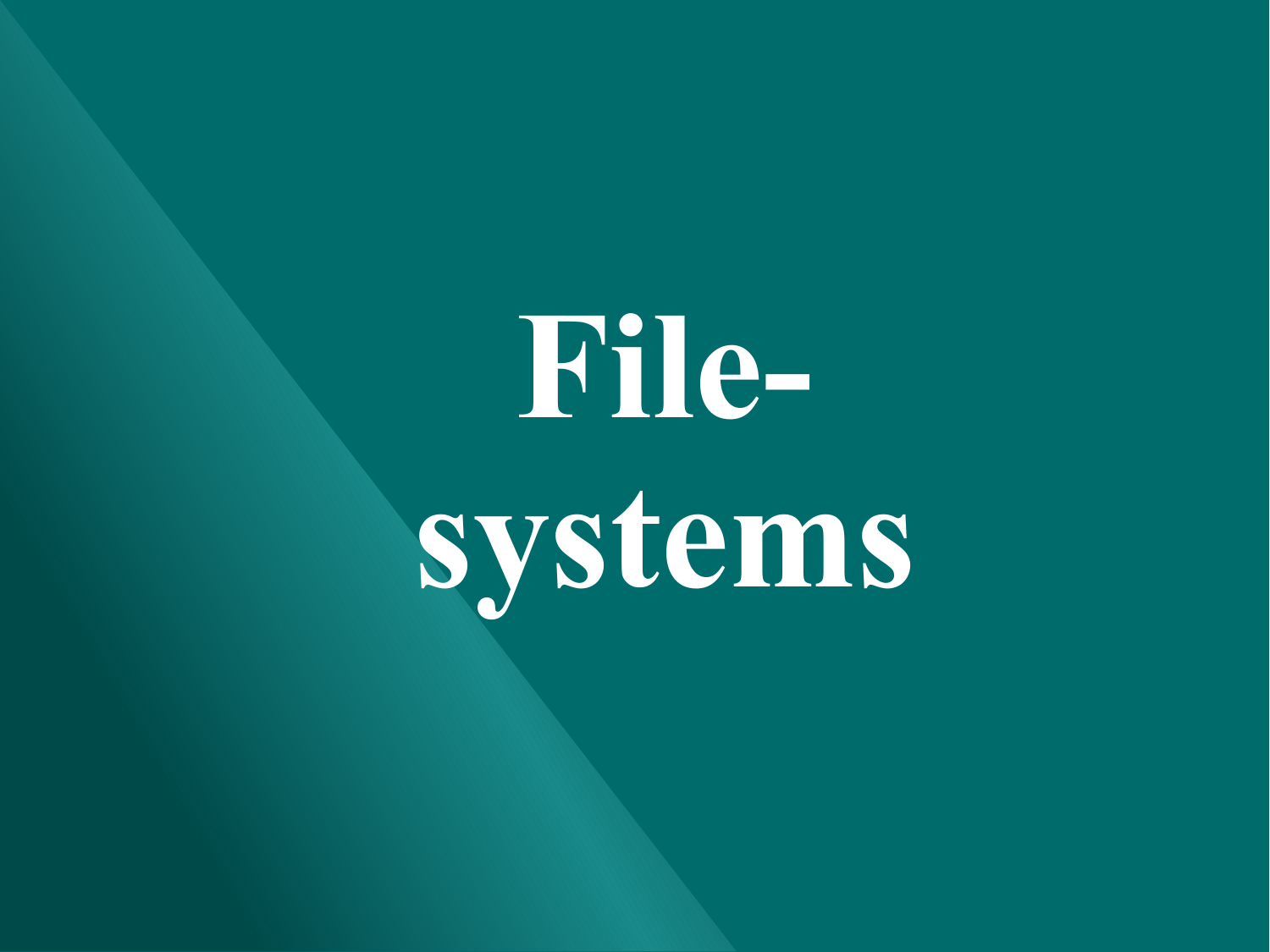# File-systems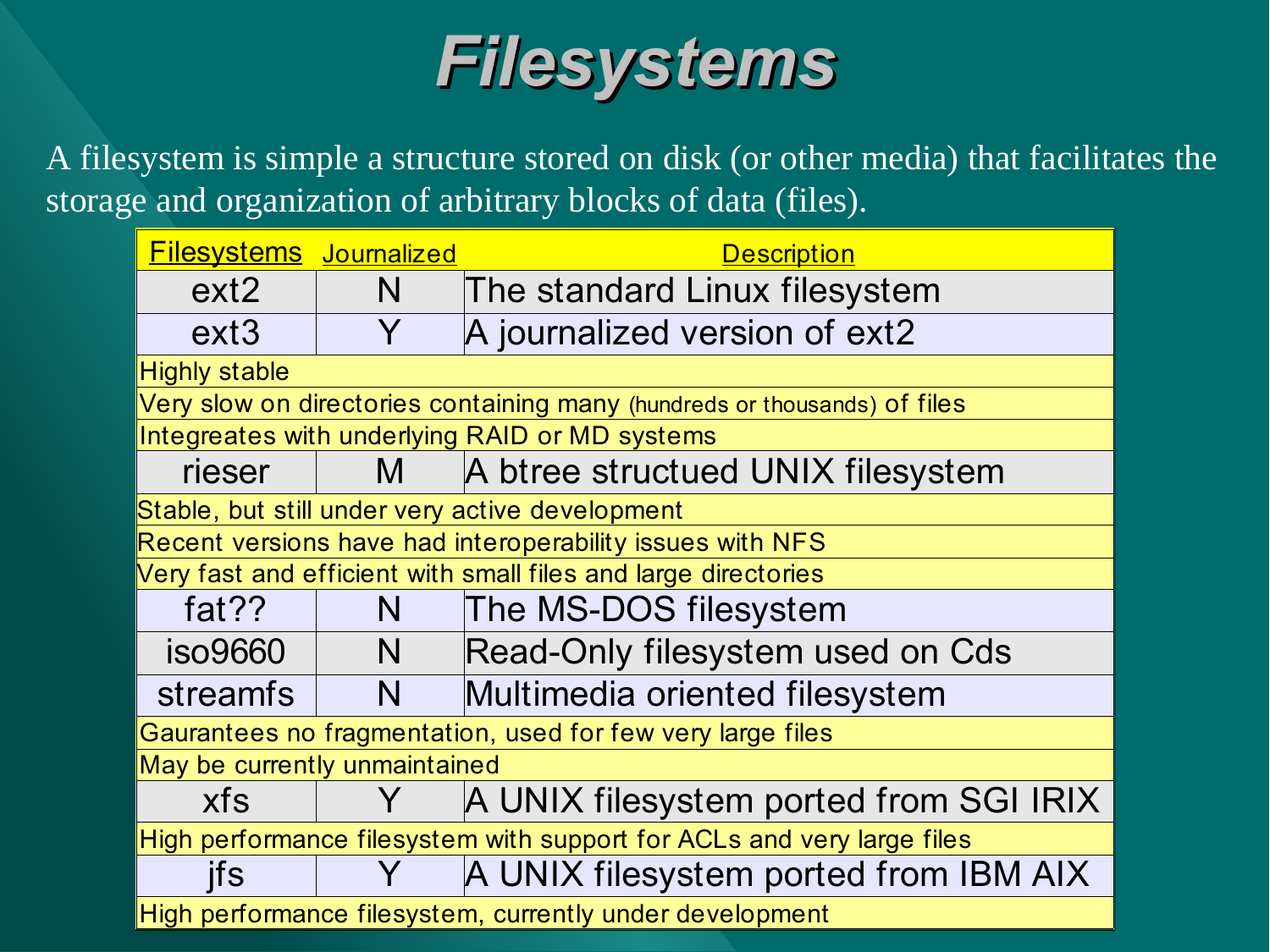# Filesystems

A filesystem is simple a structure stored on disk (or other media) that facilitates the storage and organization of arbitrary blocks of data (files).

| Filesystems | Journalized | Description |
|---|---|---|
| ext2 | N | The standard Linux filesystem |
| ext3 | Y | A journalized version of ext2 |
| Highly stable | | |
| Very slow on directories containing many (hundreds or thousands) of files | | |
| Integreates with underlying RAID or MD systems | | |
| rieser | M | A btree structued UNIX filesystem |
| Stable, but still under very active development | | |
| Recent versions have had interoperability issues with NFS | | |
| Very fast and efficient with small files and large directories | | |
| fat?? | N | The MS-DOS filesystem |
| iso9660 | N | Read-Only filesystem used on Cds |
| streamfs | N | Multimedia oriented filesystem |
| Gaurantees no fragmentation, used for few very large files | | |
| May be currently unmaintained | | |
| xfs | Y | A UNIX filesystem ported from SGI IRIX |
| High performance filesystem with support for ACLs and very large files | | |
| jfs | Y | A UNIX filesystem ported from IBM AIX |
| High performance filesystem, currently under development | | |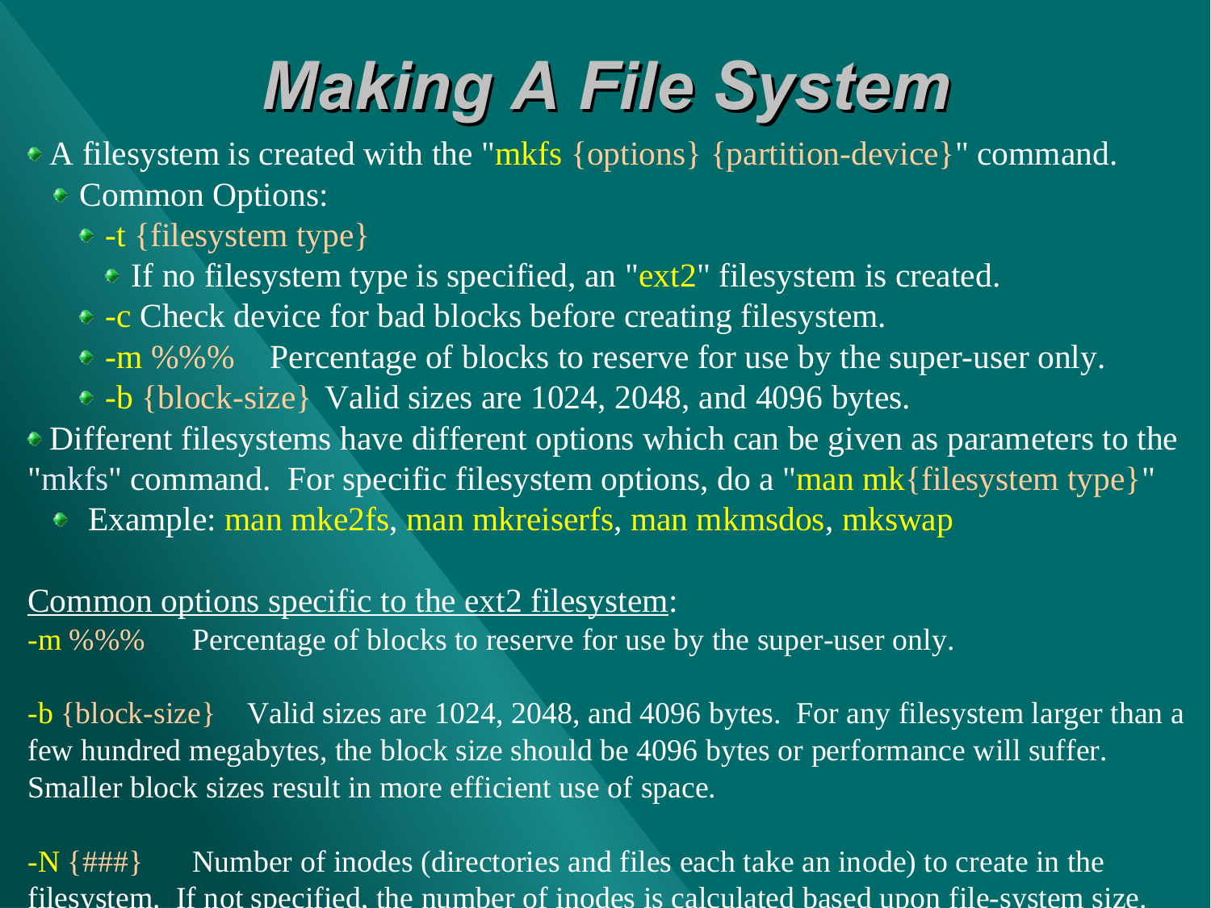# Making A File System

- A filesystem is created with the "mkfs {options} {partition-device}" command.
  - Common Options:
    - -t {filesystem type}
      - If no filesystem type is specified, an "ext2" filesystem is created.
    - -c Check device for bad blocks before creating filesystem.
    - -m %%% Percentage of blocks to reserve for use by the super-user only.
    - -b {block-size} Valid sizes are 1024, 2048, and 4096 bytes.
- Different filesystems have different options which can be given as parameters to the "mkfs" command. For specific filesystem options, do a "man mk{filesystem type}"
  - Example: man mke2fs, man mkreiserfs, man mkmsdos, mkswap

<u>Common options specific to the ext2 filesystem</u>:

-m %%% Percentage of blocks to reserve for use by the super-user only.

-b {block-size} Valid sizes are 1024, 2048, and 4096 bytes. For any filesystem larger than a few hundred megabytes, the block size should be 4096 bytes or performance will suffer. Smaller block sizes result in more efficient use of space.

-N {###} Number of inodes (directories and files each take an inode) to create in the filesystem. If not specified, the number of inodes is calculated based upon file-system size.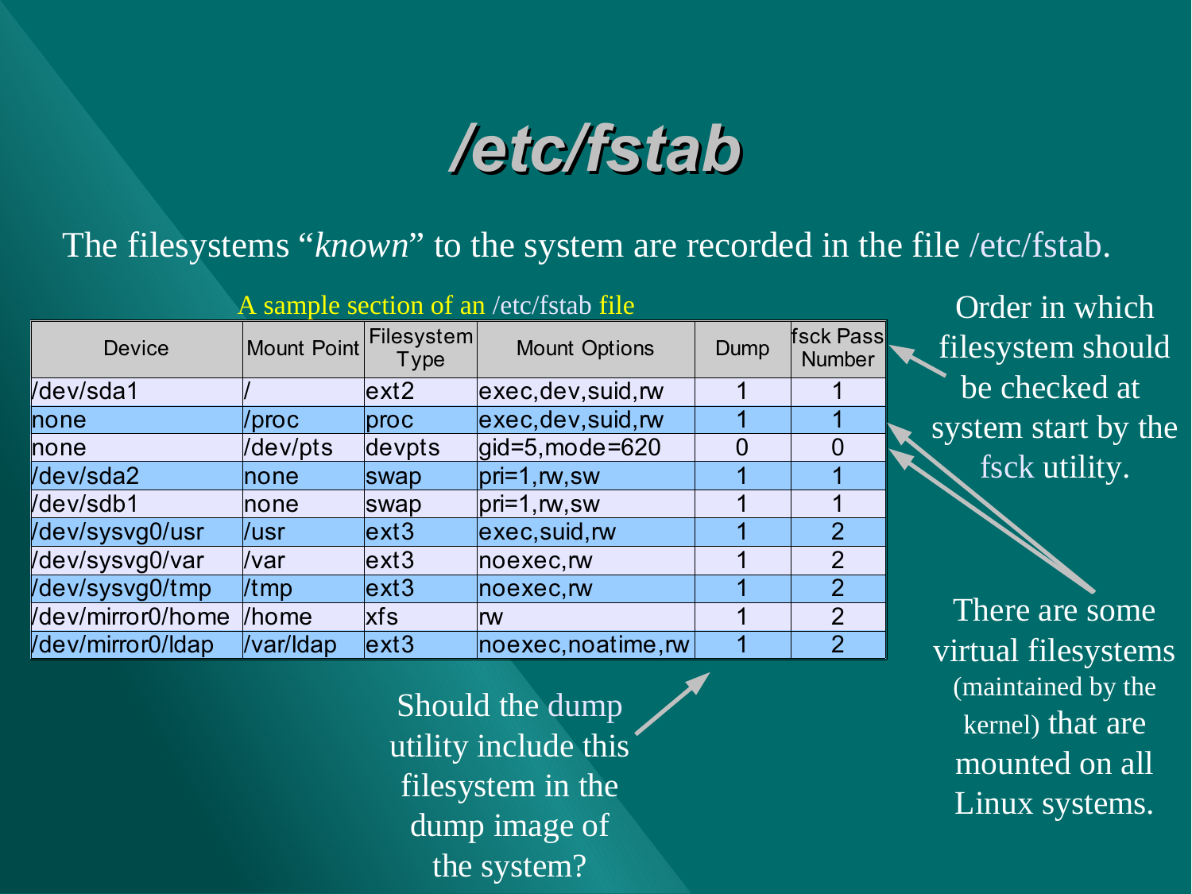# /etc/fstab

The filesystems "*known*" to the system are recorded in the file /etc/fstab.

A sample section of an /etc/fstab file

| Device | Mount Point | Filesystem Type | Mount Options | Dump | fsck Pass Number |
|---|---|---|---|---|---|
| /dev/sda1 | / | ext2 | exec,dev,suid,rw | 1 | 1 |
| none | /proc | proc | exec,dev,suid,rw | 1 | 1 |
| none | /dev/pts | devpts | gid=5,mode=620 | 0 | 0 |
| /dev/sda2 | none | swap | pri=1,rw,sw | 1 | 1 |
| /dev/sdb1 | none | swap | pri=1,rw,sw | 1 | 1 |
| /dev/sysvg0/usr | /usr | ext3 | exec,suid,rw | 1 | 2 |
| /dev/sysvg0/var | /var | ext3 | noexec,rw | 1 | 2 |
| /dev/sysvg0/tmp | /tmp | ext3 | noexec,rw | 1 | 2 |
| /dev/mirror0/home | /home | xfs | rw | 1 | 2 |
| /dev/mirror0/ldap | /var/ldap | ext3 | noexec,noatime,rw | 1 | 2 |

Order in which filesystem should be checked at system start by the fsck utility.

There are some virtual filesystems (maintained by the kernel) that are mounted on all Linux systems.

Should the dump utility include this filesystem in the dump image of the system?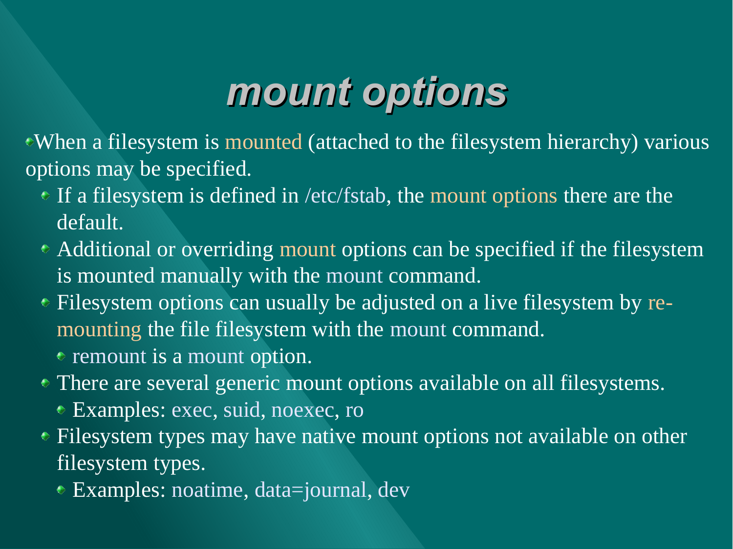# *mount options*

- When a filesystem is mounted (attached to the filesystem hierarchy) various options may be specified.
  - If a filesystem is defined in /etc/fstab, the mount options there are the default.
  - Additional or overriding mount options can be specified if the filesystem is mounted manually with the mount command.
  - Filesystem options can usually be adjusted on a live filesystem by re-mounting the file filesystem with the mount command.
    - remount is a mount option.
  - There are several generic mount options available on all filesystems.
    - Examples: exec, suid, noexec, ro
  - Filesystem types may have native mount options not available on other filesystem types.
    - Examples: noatime, data=journal, dev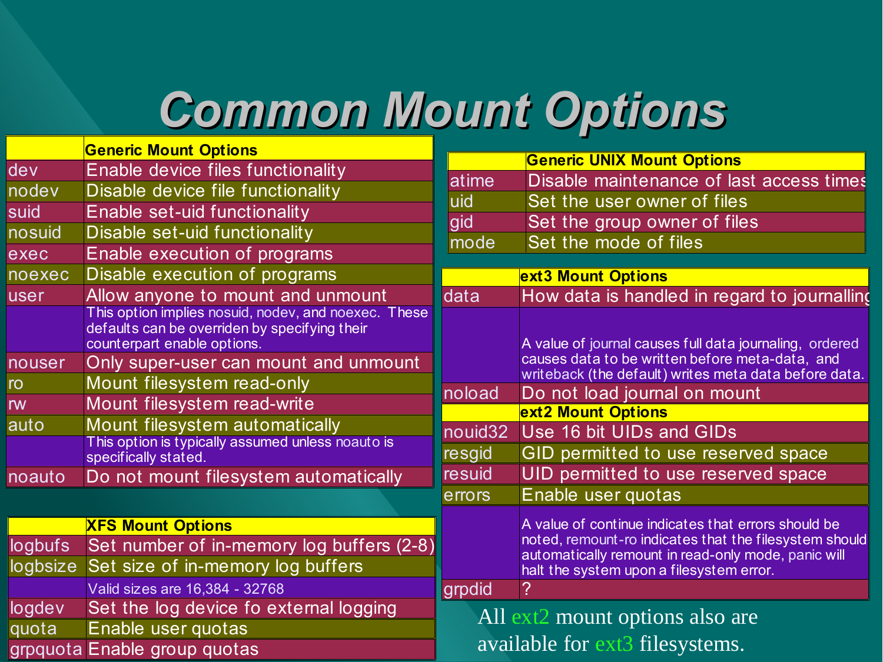# Common Mount Options

| | Generic Mount Options |
|---|---|
| dev | Enable device files functionality |
| nodev | Disable device file functionality |
| suid | Enable set-uid functionality |
| nosuid | Disable set-uid functionality |
| exec | Enable execution of programs |
| noexec | Disable execution of programs |
| user | Allow anyone to mount and unmount |
| | This option implies nosuid, nodev, and noexec. These defaults can be overriden by specifying their counterpart enable options. |
| nouser | Only super-user can mount and unmount |
| ro | Mount filesystem read-only |
| rw | Mount filesystem read-write |
| auto | Mount filesystem automatically |
| | This option is typically assumed unless noauto is specifically stated. |
| noauto | Do not mount filesystem automatically |

| | XFS Mount Options |
|---|---|
| logbufs | Set number of in-memory log buffers (2-8) |
| logbsize | Set size of in-memory log buffers |
| | Valid sizes are 16,384 - 32768 |
| logdev | Set the log device fo external logging |
| quota | Enable user quotas |
| grpquota | Enable group quotas |

| | Generic UNIX Mount Options |
|---|---|
| atime | Disable maintenance of last access times |
| uid | Set the user owner of files |
| gid | Set the group owner of files |
| mode | Set the mode of files |

| | ext3 Mount Options |
|---|---|
| data | How data is handled in regard to journalling |
| | A value of journal causes full data journaling, ordered causes data to be written before meta-data, and writeback (the default) writes meta data before data. |
| noload | Do not load journal on mount |
| | **ext2 Mount Options** |
| nouid32 | Use 16 bit UIDs and GIDs |
| resgid | GID permitted to use reserved space |
| resuid | UID permitted to use reserved space |
| errors | Enable user quotas |
| | A value of continue indicates that errors should be noted, remount-ro indicates that the filesystem should automatically remount in read-only mode, panic will halt the system upon a filesystem error. |
| grpdid | ? |

All ext2 mount options also are available for ext3 filesystems.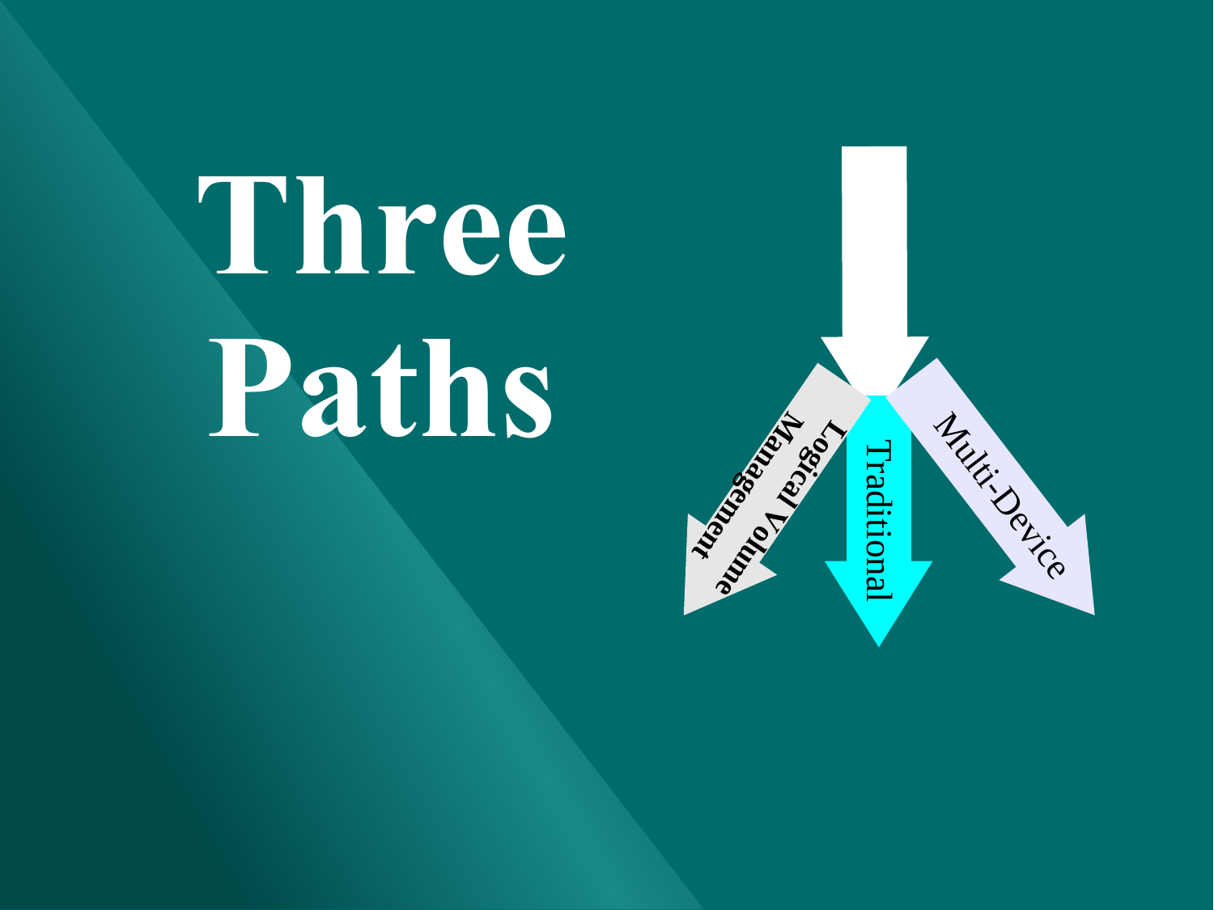# Three Paths

- Logical Volume Management
- Traditional
- Multi-Device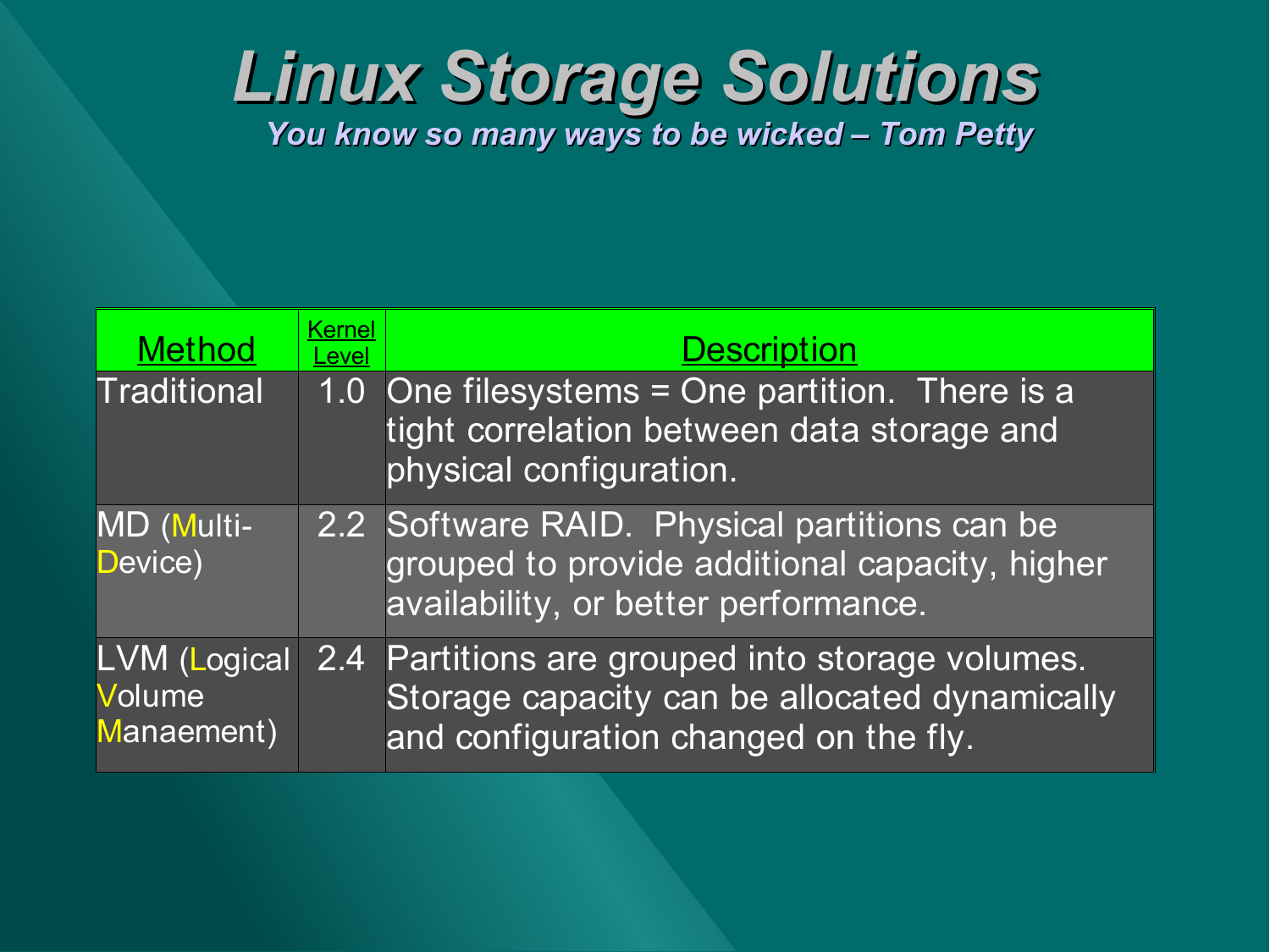# Linux Storage Solutions

*You know so many ways to be wicked – Tom Petty*

| Method | Kernel Level | Description |
|---|---|---|
| Traditional | 1.0 | One filesystems = One partition.  There is a tight correlation between data storage and physical configuration. |
| MD (Multi-Device) | 2.2 | Software RAID.  Physical partitions can be grouped to provide additional capacity, higher availability, or better performance. |
| LVM (Logical Volume Manaement) | 2.4 | Partitions are grouped into storage volumes.  Storage capacity can be allocated dynamically and configuration changed on the fly. |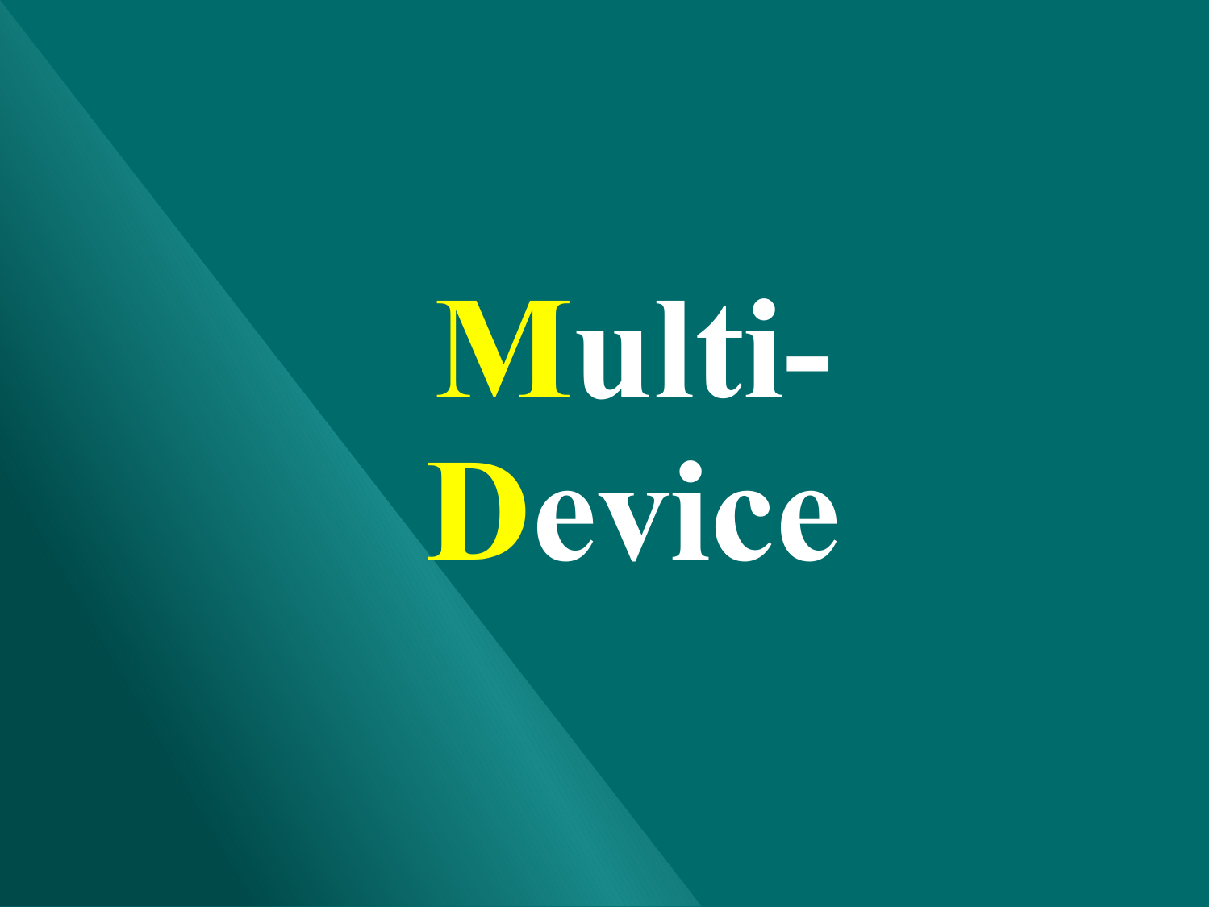# Multi-Device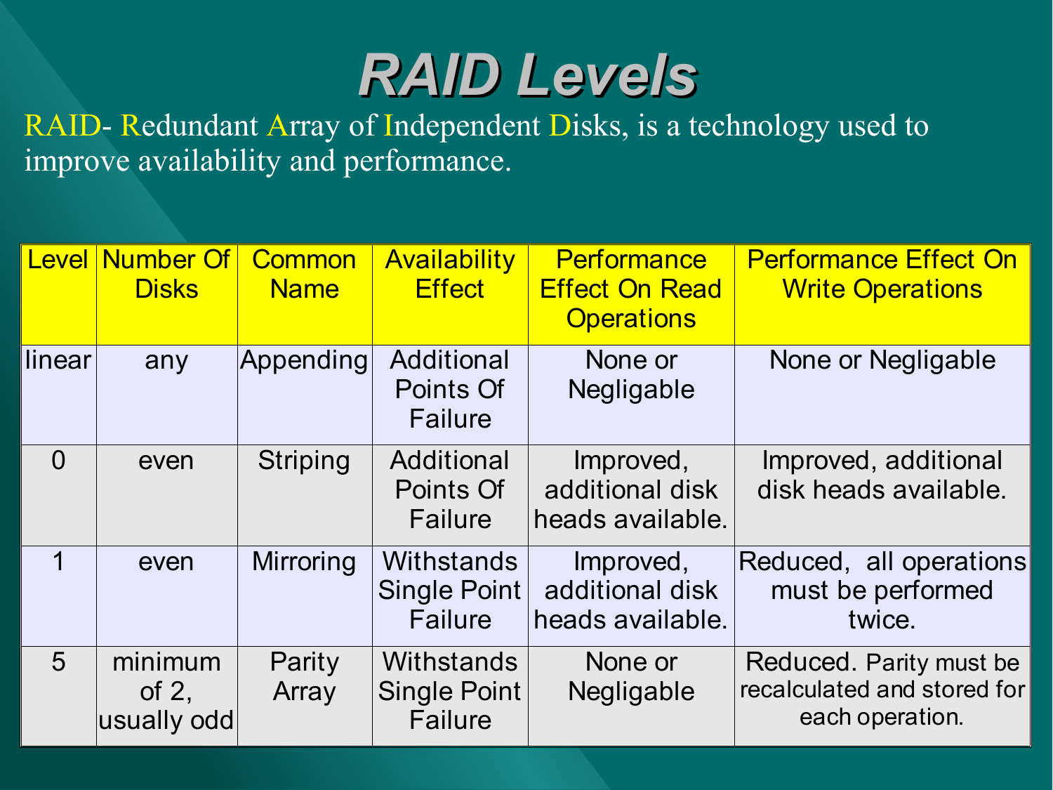# RAID Levels

RAID- Redundant Array of Independent Disks, is a technology used to improve availability and performance.

| Level | Number Of Disks | Common Name | Availability Effect | Performance Effect On Read Operations | Performance Effect On Write Operations |
|---|---|---|---|---|---|
| linear | any | Appending | Additional Points Of Failure | None or Negligable | None or Negligable |
| 0 | even | Striping | Additional Points Of Failure | Improved, additional disk heads available. | Improved, additional disk heads available. |
| 1 | even | Mirroring | Withstands Single Point Failure | Improved, additional disk heads available. | Reduced, all operations must be performed twice. |
| 5 | minimum of 2, usually odd | Parity Array | Withstands Single Point Failure | None or Negligable | Reduced. Parity must be recalculated and stored for each operation. |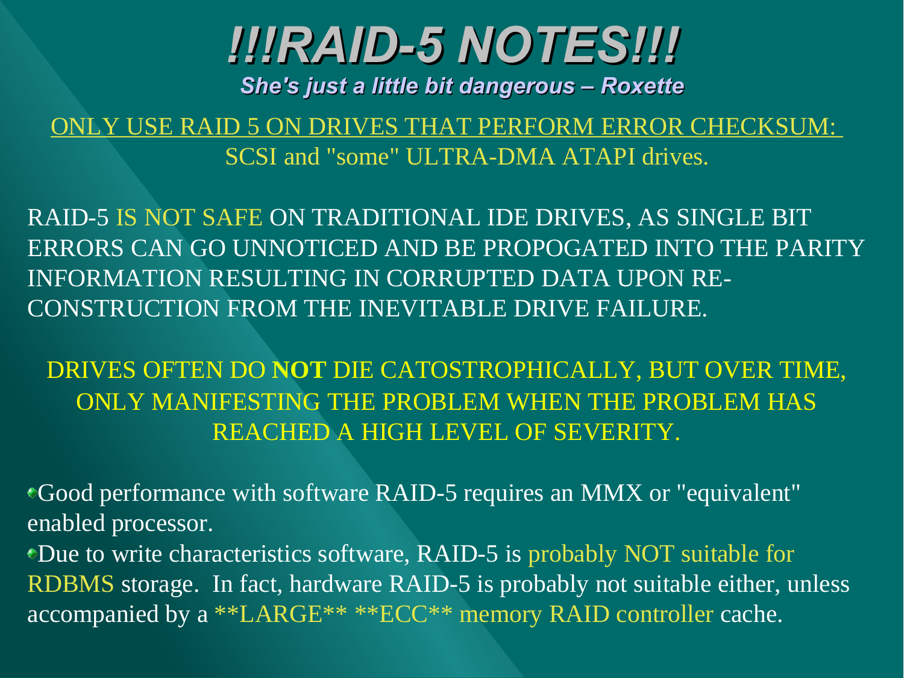# !!!RAID-5 NOTES!!!

***She's just a little bit dangerous – Roxette***

ONLY USE RAID 5 ON DRIVES THAT PERFORM ERROR CHECKSUM: SCSI and "some" ULTRA-DMA ATAPI drives.

RAID-5 IS NOT SAFE ON TRADITIONAL IDE DRIVES, AS SINGLE BIT ERRORS CAN GO UNNOTICED AND BE PROPOGATED INTO THE PARITY INFORMATION RESULTING IN CORRUPTED DATA UPON RE-CONSTRUCTION FROM THE INEVITABLE DRIVE FAILURE.

DRIVES OFTEN DO **NOT** DIE CATOSTROPHICALLY, BUT OVER TIME, ONLY MANIFESTING THE PROBLEM WHEN THE PROBLEM HAS REACHED A HIGH LEVEL OF SEVERITY.

- Good performance with software RAID-5 requires an MMX or "equivalent" enabled processor.
- Due to write characteristics software, RAID-5 is probably NOT suitable for RDBMS storage. In fact, hardware RAID-5 is probably not suitable either, unless accompanied by a **LARGE** **ECC** memory RAID controller cache.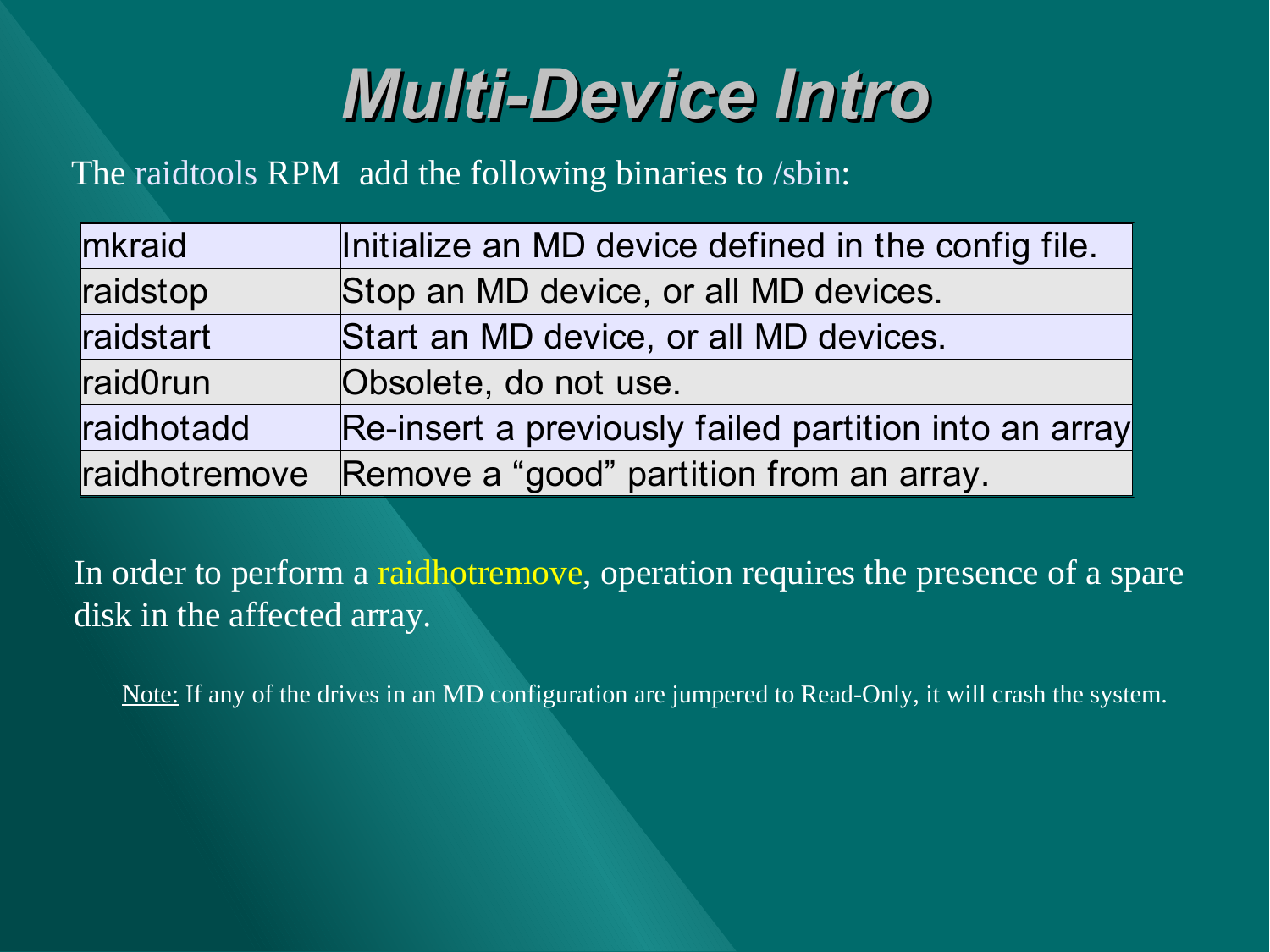# *Multi-Device Intro*

The raidtools RPM  add the following binaries to /sbin:

| | |
|---|---|
| mkraid | Initialize an MD device defined in the config file. |
| raidstop | Stop an MD device, or all MD devices. |
| raidstart | Start an MD device, or all MD devices. |
| raid0run | Obsolete, do not use. |
| raidhotadd | Re-insert a previously failed partition into an array |
| raidhotremove | Remove a “good” partition from an array. |

In order to perform a raidhotremove, operation requires the presence of a spare disk in the affected array.

Note: If any of the drives in an MD configuration are jumpered to Read-Only, it will crash the system.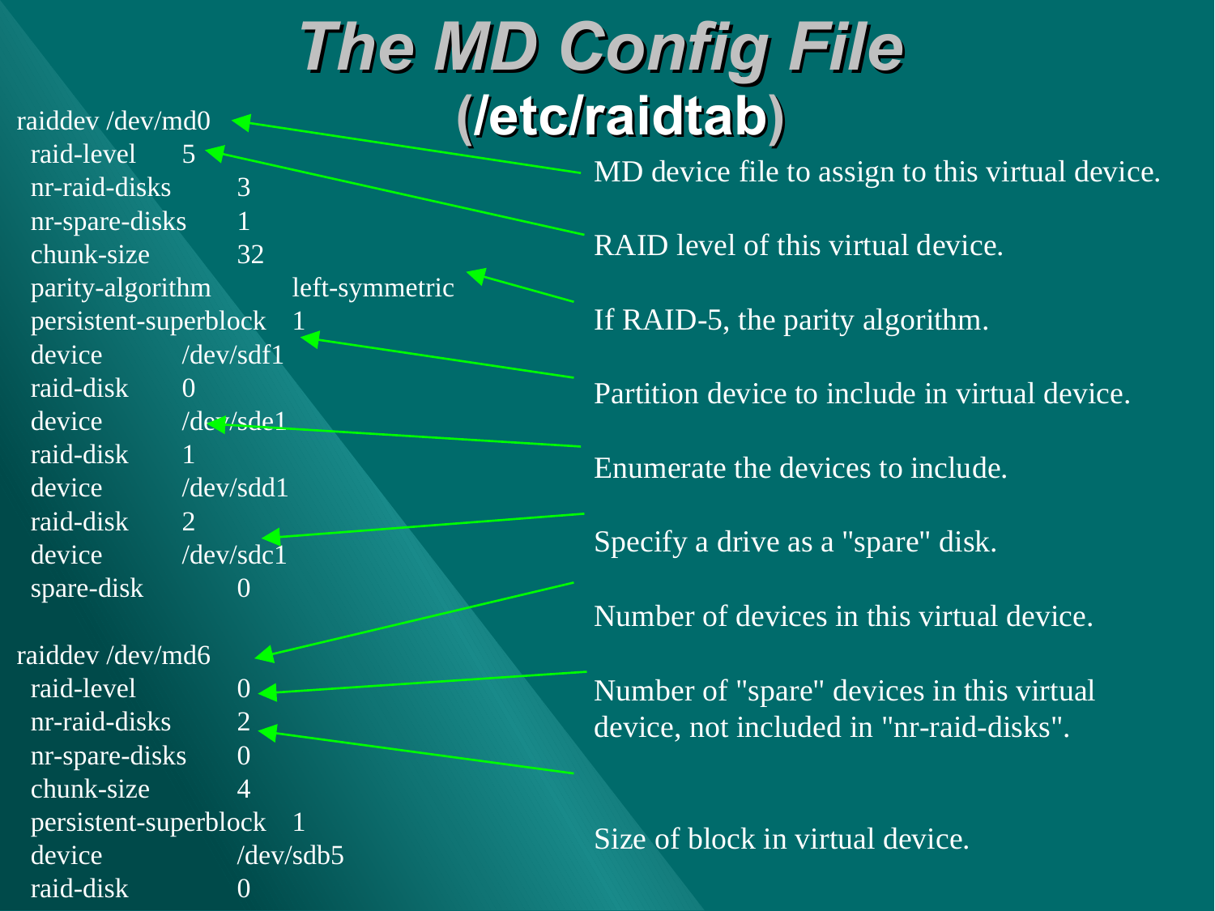# The MD Config File (/etc/raidtab)

```
raiddev /dev/md0
  raid-level       5
  nr-raid-disks         3
  nr-spare-disks        1
  chunk-size            32
  parity-algorithm            left-symmetric
  persistent-superblock   1
  device          /dev/sdf1
  raid-disk       0
  device          /dev/sde1
  raid-disk       1
  device          /dev/sdd1
  raid-disk       2
  device          /dev/sdc1
  spare-disk            0

raiddev /dev/md6
  raid-level            0
  nr-raid-disks         2
  nr-spare-disks        0
  chunk-size            4
  persistent-superblock   1
  device                /dev/sdb5
  raid-disk             0
```

- MD device file to assign to this virtual device.
- RAID level of this virtual device.
- If RAID-5, the parity algorithm.
- Partition device to include in virtual device.
- Enumerate the devices to include.
- Specify a drive as a "spare" disk.
- Number of devices in this virtual device.
- Number of "spare" devices in this virtual device, not included in "nr-raid-disks".
- Size of block in virtual device.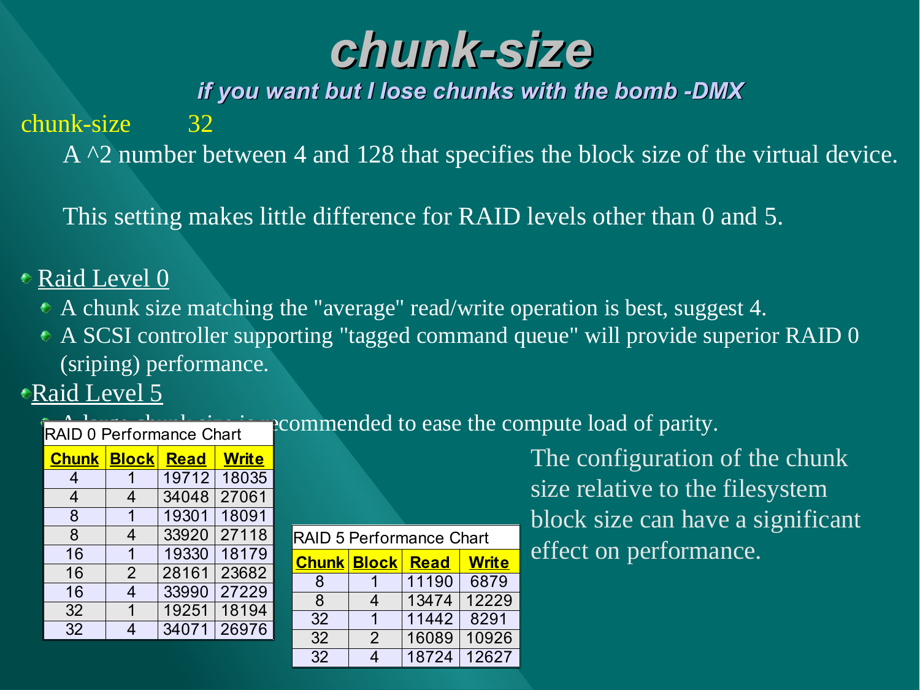# chunk-size

***if you want but I lose chunks with the bomb -DMX***

chunk-size 32

A ^2 number between 4 and 128 that specifies the block size of the virtual device.

This setting makes little difference for RAID levels other than 0 and 5.

- Raid Level 0
  - A chunk size matching the "average" read/write operation is best, suggest 4.
  - A SCSI controller supporting "tagged command queue" will provide superior RAID 0 (sriping) performance.
- Raid Level 5
  - A large chunk size is recommended to ease the compute load of parity.

The configuration of the chunk size relative to the filesystem block size can have a significant effect on performance.

RAID 0 Performance Chart

| Chunk | Block | Read | Write |
|---|---|---|---|
| 4 | 1 | 19712 | 18035 |
| 4 | 4 | 34048 | 27061 |
| 8 | 1 | 19301 | 18091 |
| 8 | 4 | 33920 | 27118 |
| 16 | 1 | 19330 | 18179 |
| 16 | 2 | 28161 | 23682 |
| 16 | 4 | 33990 | 27229 |
| 32 | 1 | 19251 | 18194 |
| 32 | 4 | 34071 | 26976 |

RAID 5 Performance Chart

| Chunk | Block | Read | Write |
|---|---|---|---|
| 8 | 1 | 11190 | 6879 |
| 8 | 4 | 13474 | 12229 |
| 32 | 1 | 11442 | 8291 |
| 32 | 2 | 16089 | 10926 |
| 32 | 4 | 18724 | 12627 |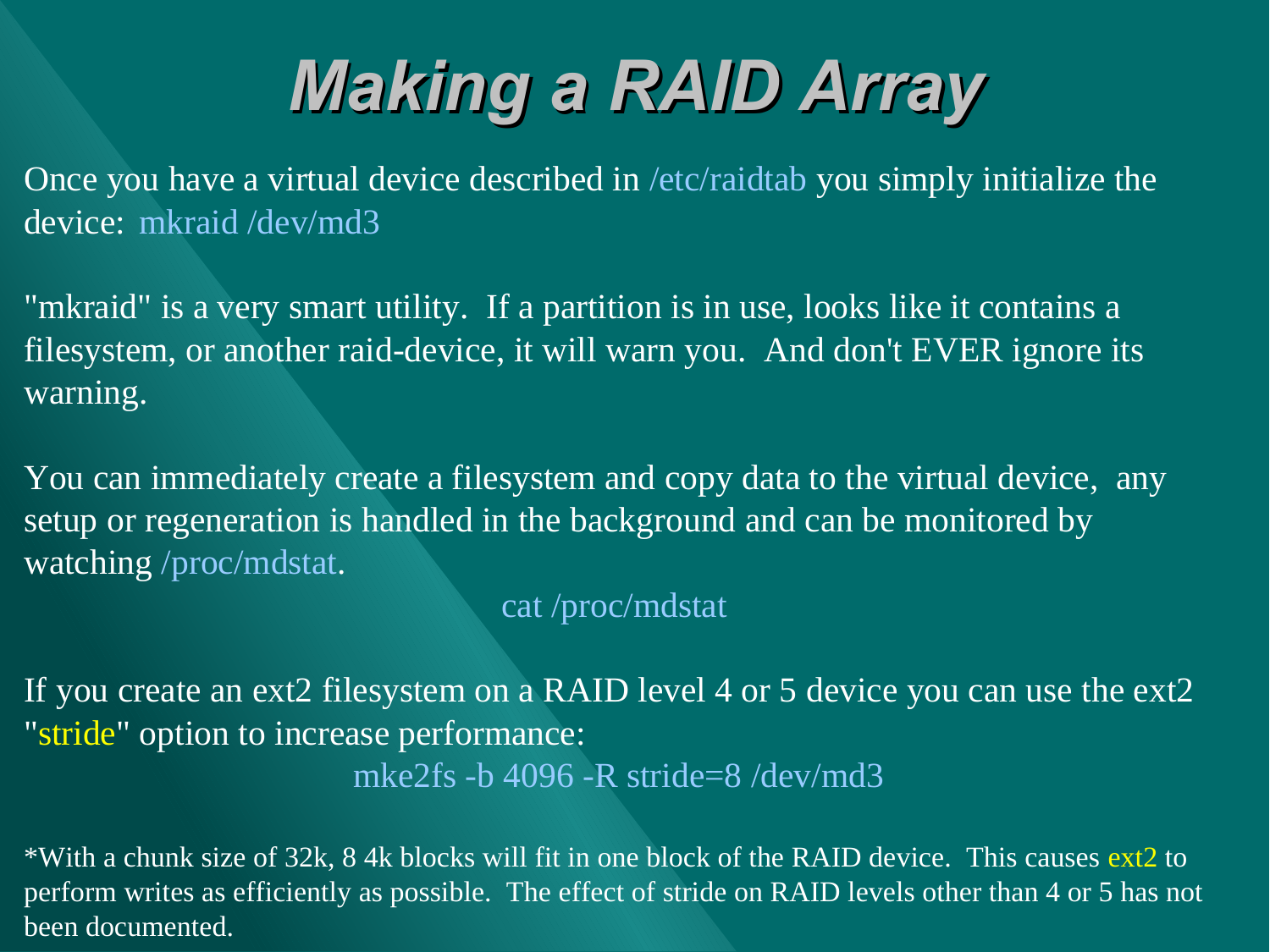# Making a RAID Array

Once you have a virtual device described in /etc/raidtab you simply initialize the device: mkraid /dev/md3

"mkraid" is a very smart utility. If a partition is in use, looks like it contains a filesystem, or another raid-device, it will warn you. And don't EVER ignore its warning.

You can immediately create a filesystem and copy data to the virtual device, any setup or regeneration is handled in the background and can be monitored by watching /proc/mdstat.

```
cat /proc/mdstat
```

If you create an ext2 filesystem on a RAID level 4 or 5 device you can use the ext2 "stride" option to increase performance:

```
mke2fs -b 4096 -R stride=8 /dev/md3
```

*With a chunk size of 32k, 8 4k blocks will fit in one block of the RAID device. This causes ext2 to perform writes as efficiently as possible. The effect of stride on RAID levels other than 4 or 5 has not been documented.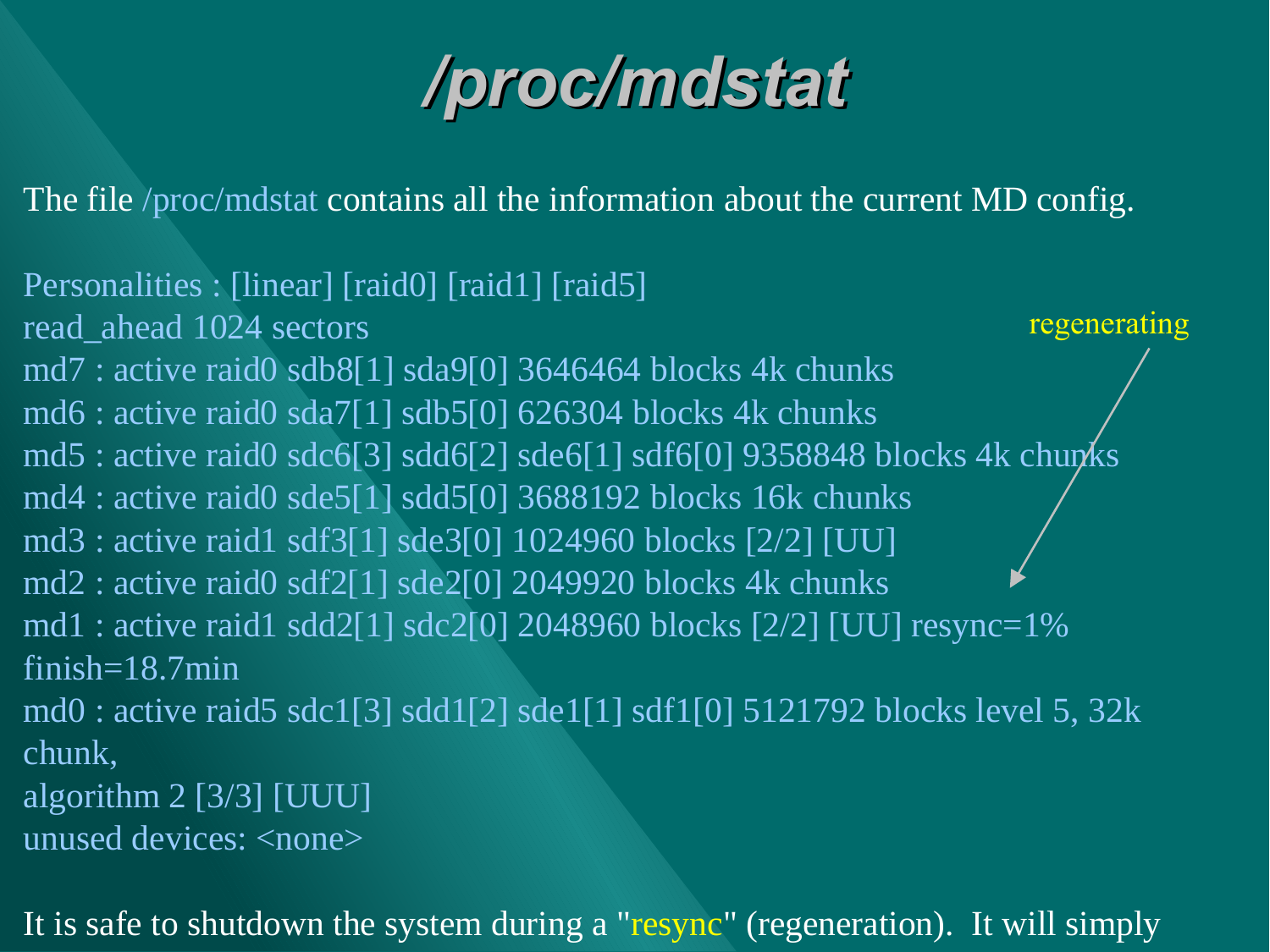# /proc/mdstat

The file /proc/mdstat contains all the information about the current MD config.

```
Personalities : [linear] [raid0] [raid1] [raid5]
read_ahead 1024 sectors
md7 : active raid0 sdb8[1] sda9[0] 3646464 blocks 4k chunks
md6 : active raid0 sda7[1] sdb5[0] 626304 blocks 4k chunks
md5 : active raid0 sdc6[3] sdd6[2] sde6[1] sdf6[0] 9358848 blocks 4k chunks
md4 : active raid0 sde5[1] sdd5[0] 3688192 blocks 16k chunks
md3 : active raid1 sdf3[1] sde3[0] 1024960 blocks [2/2] [UU]
md2 : active raid0 sdf2[1] sde2[0] 2049920 blocks 4k chunks
md1 : active raid1 sdd2[1] sdc2[0] 2048960 blocks [2/2] [UU] resync=1%
finish=18.7min
md0 : active raid5 sdc1[3] sdd1[2] sde1[1] sdf1[0] 5121792 blocks level 5, 32k
chunk,
algorithm 2 [3/3] [UUU]
unused devices: <none>
```

regenerating

It is safe to shutdown the system during a "resync" (regeneration). It will simply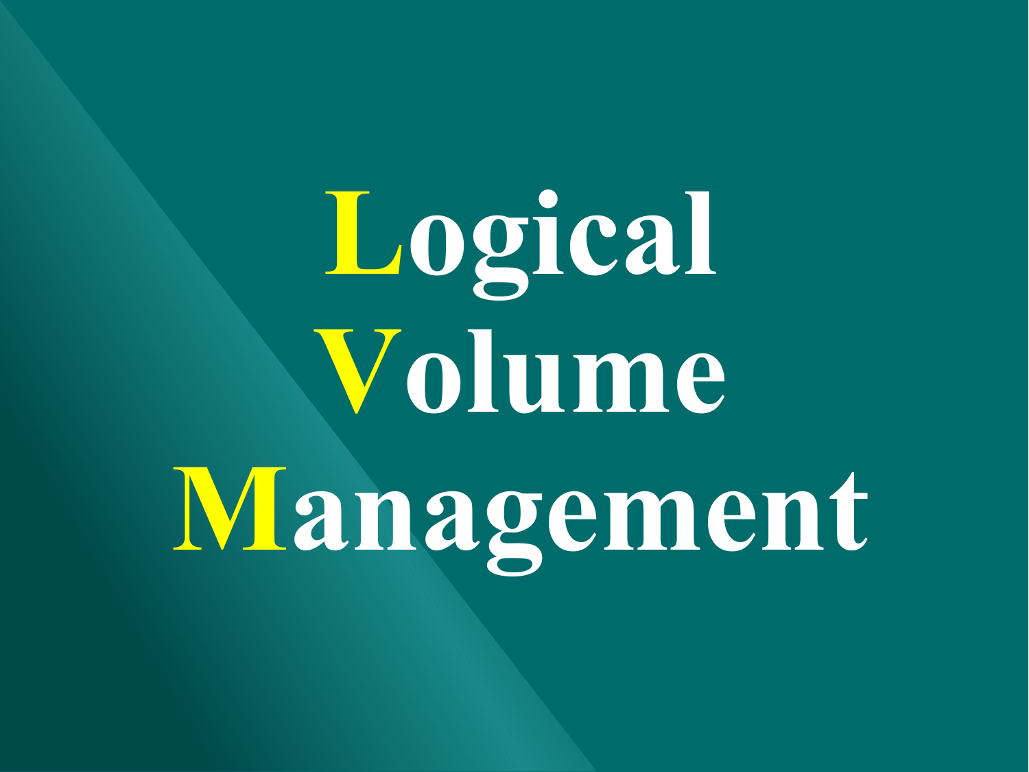# Logical Volume Management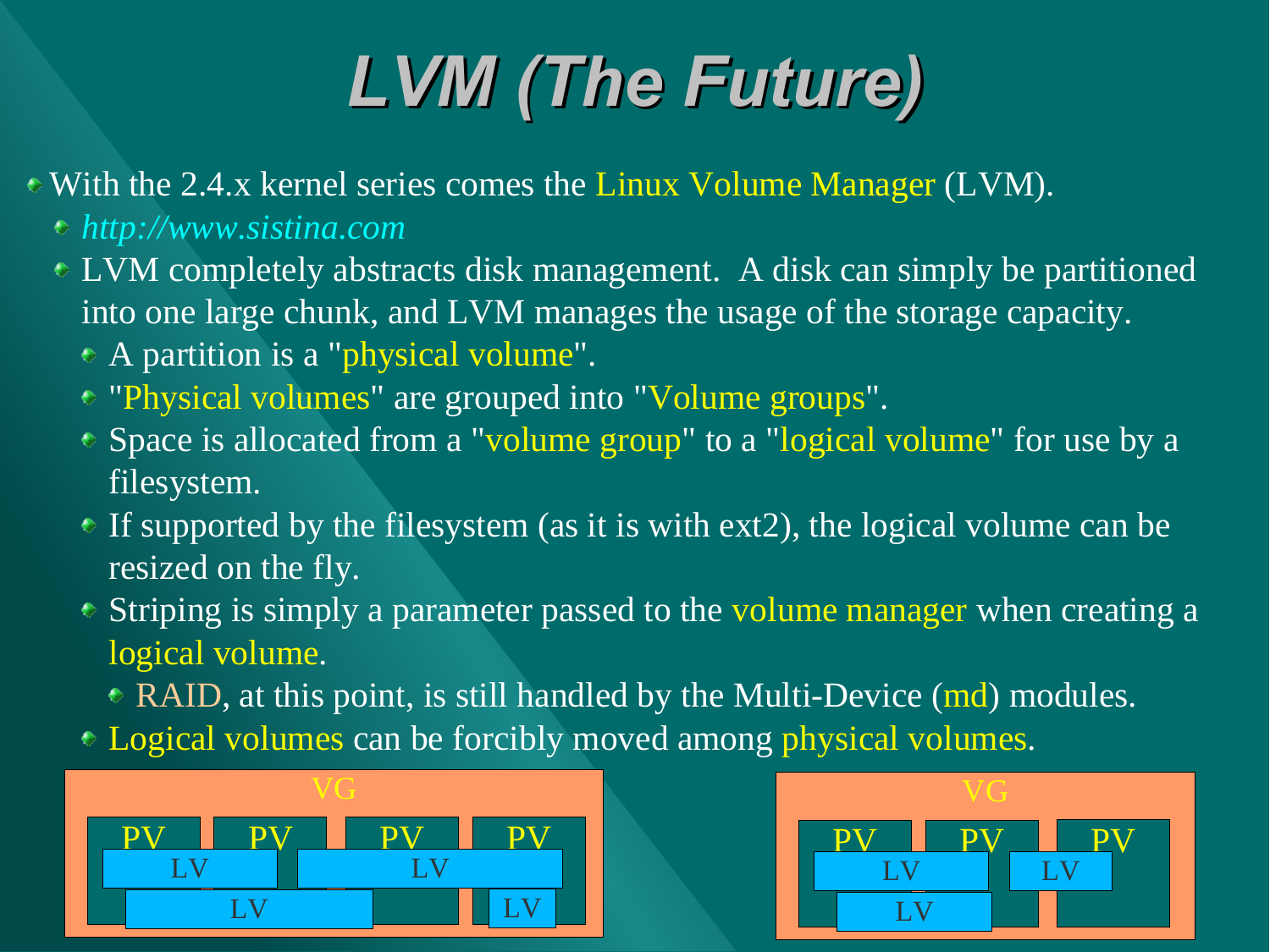# LVM (The Future)

- With the 2.4.x kernel series comes the Linux Volume Manager (LVM).
  - *http://www.sistina.com*
  - LVM completely abstracts disk management. A disk can simply be partitioned into one large chunk, and LVM manages the usage of the storage capacity.
    - A partition is a "physical volume".
    - "Physical volumes" are grouped into "Volume groups".
    - Space is allocated from a "volume group" to a "logical volume" for use by a filesystem.
    - If supported by the filesystem (as it is with ext2), the logical volume can be resized on the fly.
    - Striping is simply a parameter passed to the volume manager when creating a logical volume.
      - RAID, at this point, is still handled by the Multi-Device (md) modules.
    - Logical volumes can be forcibly moved among physical volumes.

VG
PV PV PV PV
LV LV
LV LV

VG
PV PV PV
LV LV
LV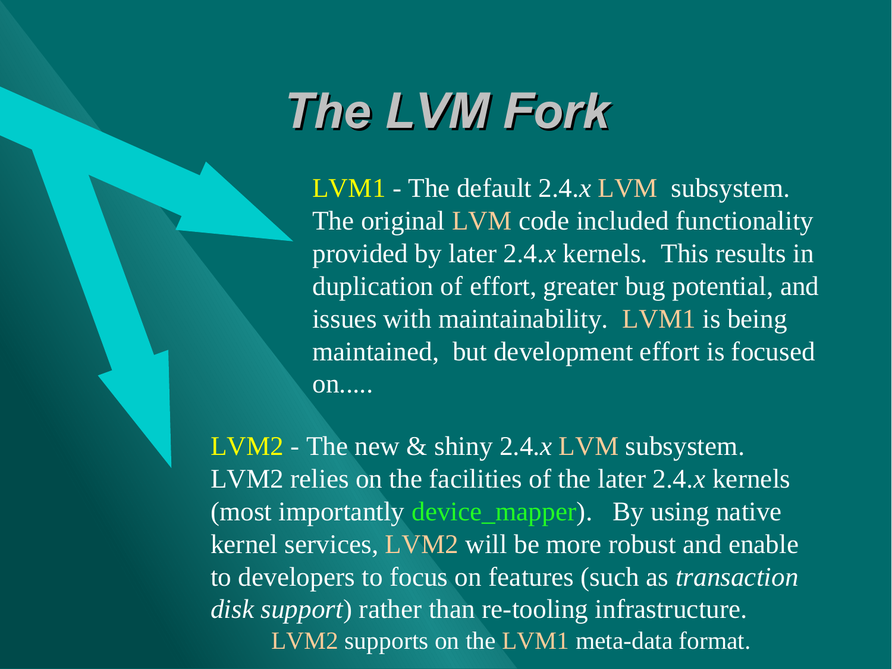# The LVM Fork

LVM1 - The default 2.4.*x* LVM subsystem. The original LVM code included functionality provided by later 2.4.*x* kernels. This results in duplication of effort, greater bug potential, and issues with maintainability. LVM1 is being maintained, but development effort is focused on.....

LVM2 - The new & shiny 2.4.*x* LVM subsystem. LVM2 relies on the facilities of the later 2.4.*x* kernels (most importantly device_mapper). By using native kernel services, LVM2 will be more robust and enable to developers to focus on features (such as *transaction disk support*) rather than re-tooling infrastructure. LVM2 supports on the LVM1 meta-data format.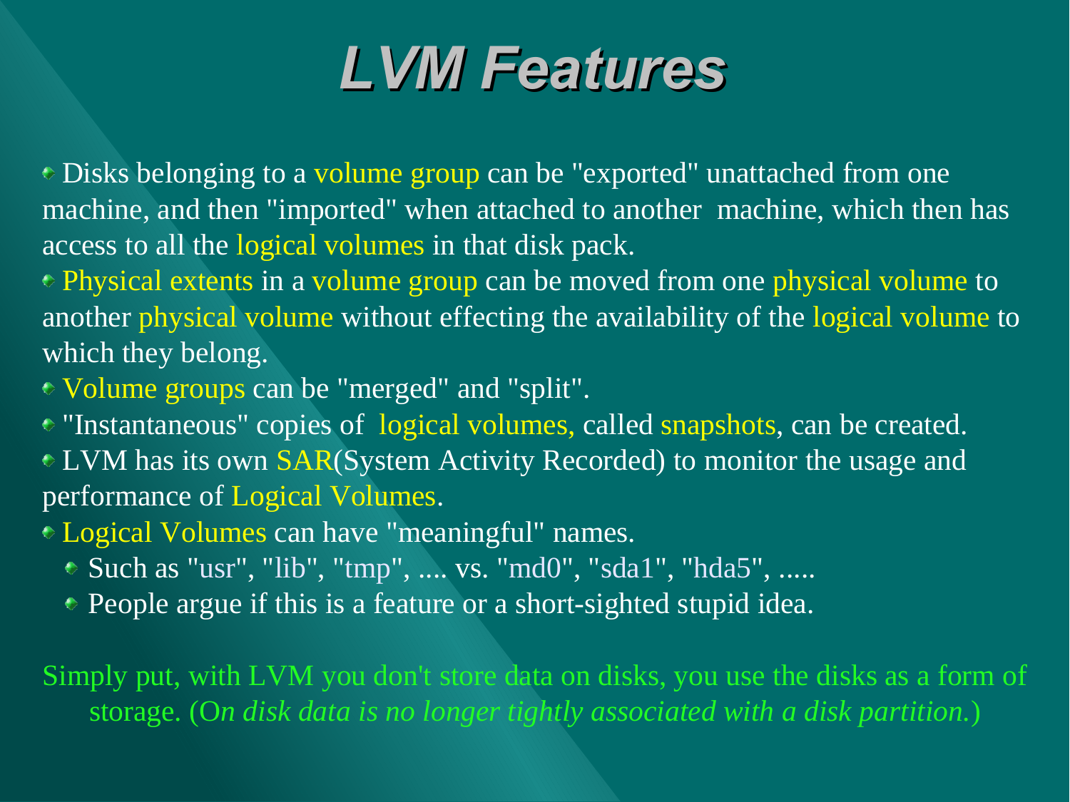# *LVM Features*

- Disks belonging to a volume group can be "exported" unattached from one machine, and then "imported" when attached to another machine, which then has access to all the logical volumes in that disk pack.
- Physical extents in a volume group can be moved from one physical volume to another physical volume without effecting the availability of the logical volume to which they belong.
- Volume groups can be "merged" and "split".
- "Instantaneous" copies of logical volumes, called snapshots, can be created.
- LVM has its own SAR(System Activity Recorded) to monitor the usage and performance of Logical Volumes.
- Logical Volumes can have "meaningful" names.
  - Such as "usr", "lib", "tmp", .... vs. "md0", "sda1", "hda5", .....
  - People argue if this is a feature or a short-sighted stupid idea.

Simply put, with LVM you don't store data on disks, you use the disks as a form of storage. (O*n disk data is no longer tightly associated with a disk partition.*)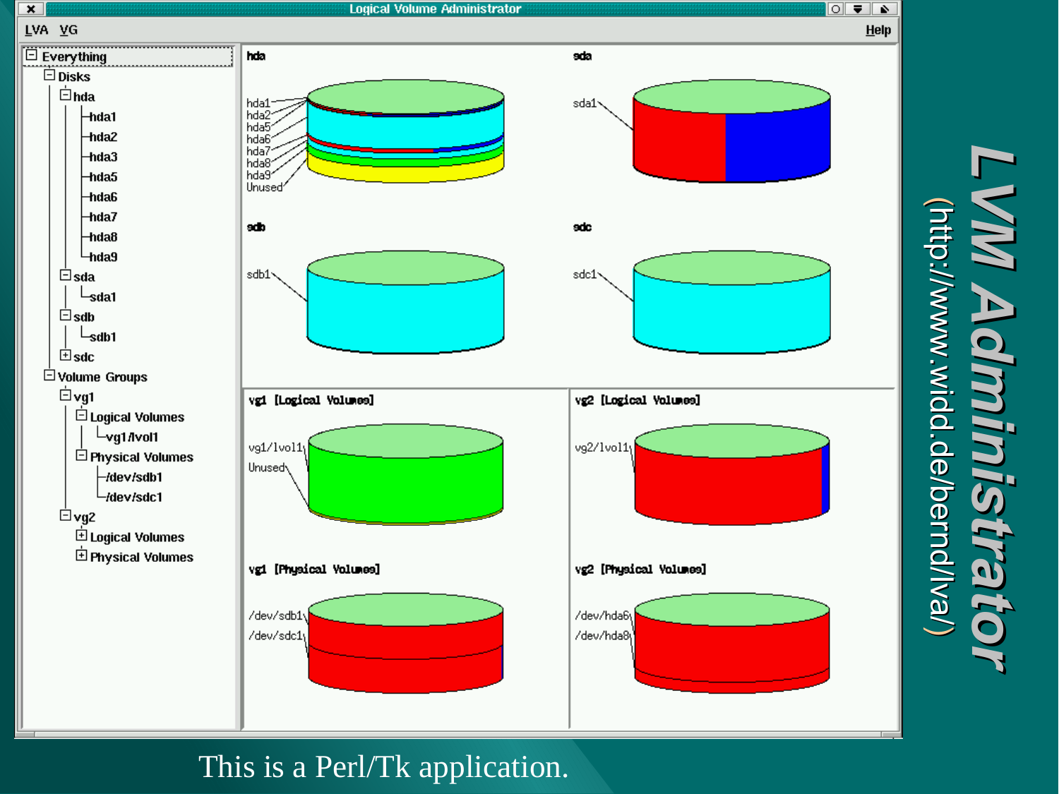# LVM Administrator

(http://www.widd.de/bernd/lva/)

This is a Perl/Tk application.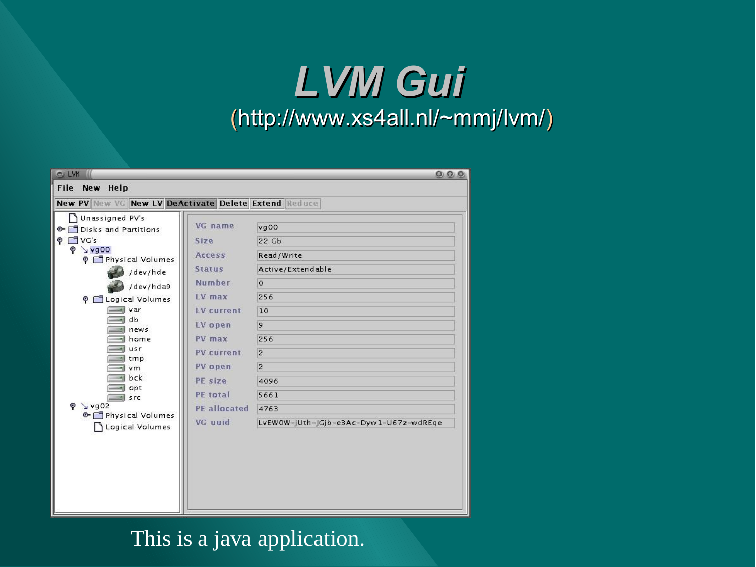# LVM Gui

(http://www.xs4all.nl/~mmj/lvm/)

This is a java application.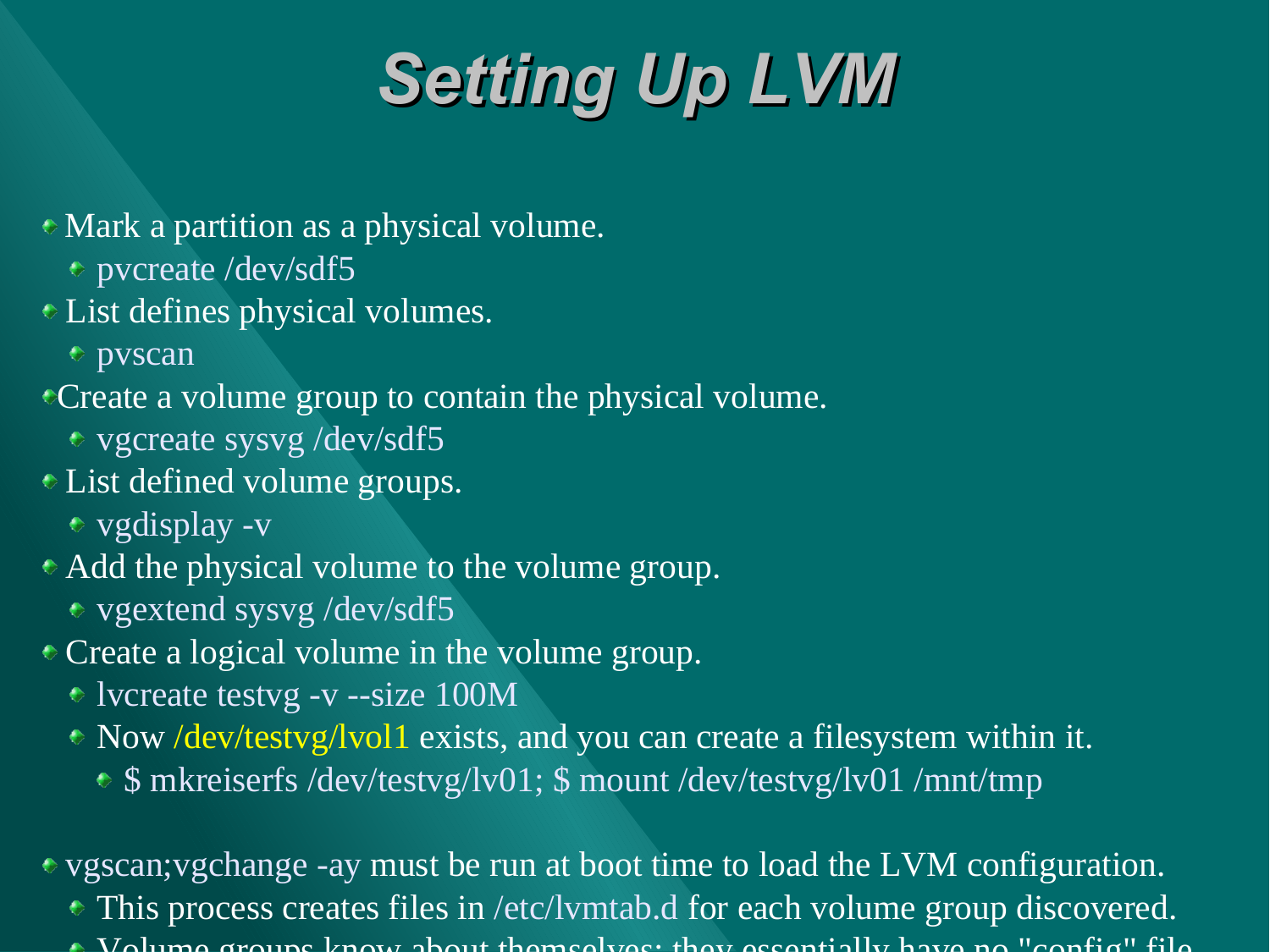# Setting Up LVM

- Mark a partition as a physical volume.
  - pvcreate /dev/sdf5
- List defines physical volumes.
  - pvscan
- Create a volume group to contain the physical volume.
  - vgcreate sysvg /dev/sdf5
- List defined volume groups.
  - vgdisplay -v
- Add the physical volume to the volume group.
  - vgextend sysvg /dev/sdf5
- Create a logical volume in the volume group.
  - lvcreate testvg -v --size 100M
  - Now /dev/testvg/lvol1 exists, and you can create a filesystem within it.
    - $ mkreiserfs /dev/testvg/lv01; $ mount /dev/testvg/lv01 /mnt/tmp

- vgscan;vgchange -ay must be run at boot time to load the LVM configuration.
  - This process creates files in /etc/lvmtab.d for each volume group discovered.
  - Volume groups know about themselves; they essentially have no "config" file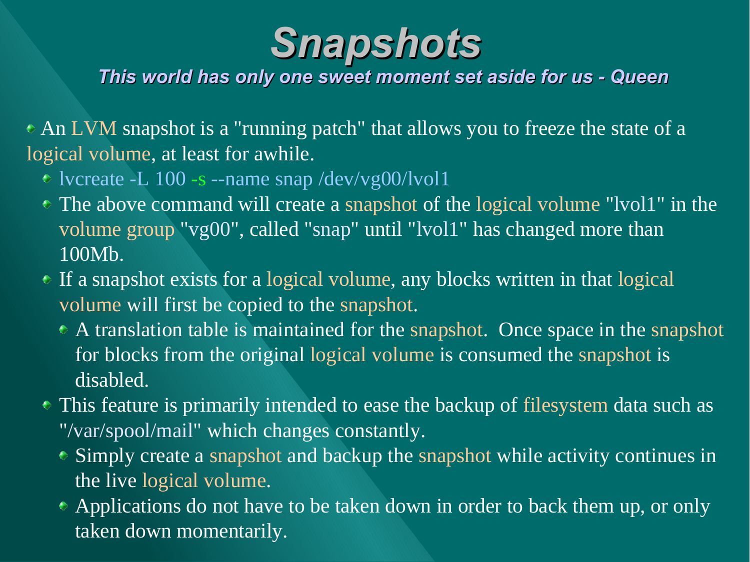# Snapshots

### *This world has only one sweet moment set aside for us - Queen*

- An LVM snapshot is a "running patch" that allows you to freeze the state of a logical volume, at least for awhile.
  - lvcreate -L 100 -s --name snap /dev/vg00/lvol1
  - The above command will create a snapshot of the logical volume "lvol1" in the volume group "vg00", called "snap" until "lvol1" has changed more than 100Mb.
  - If a snapshot exists for a logical volume, any blocks written in that logical volume will first be copied to the snapshot.
    - A translation table is maintained for the snapshot. Once space in the snapshot for blocks from the original logical volume is consumed the snapshot is disabled.
  - This feature is primarily intended to ease the backup of filesystem data such as "/var/spool/mail" which changes constantly.
    - Simply create a snapshot and backup the snapshot while activity continues in the live logical volume.
    - Applications do not have to be taken down in order to back them up, or only taken down momentarily.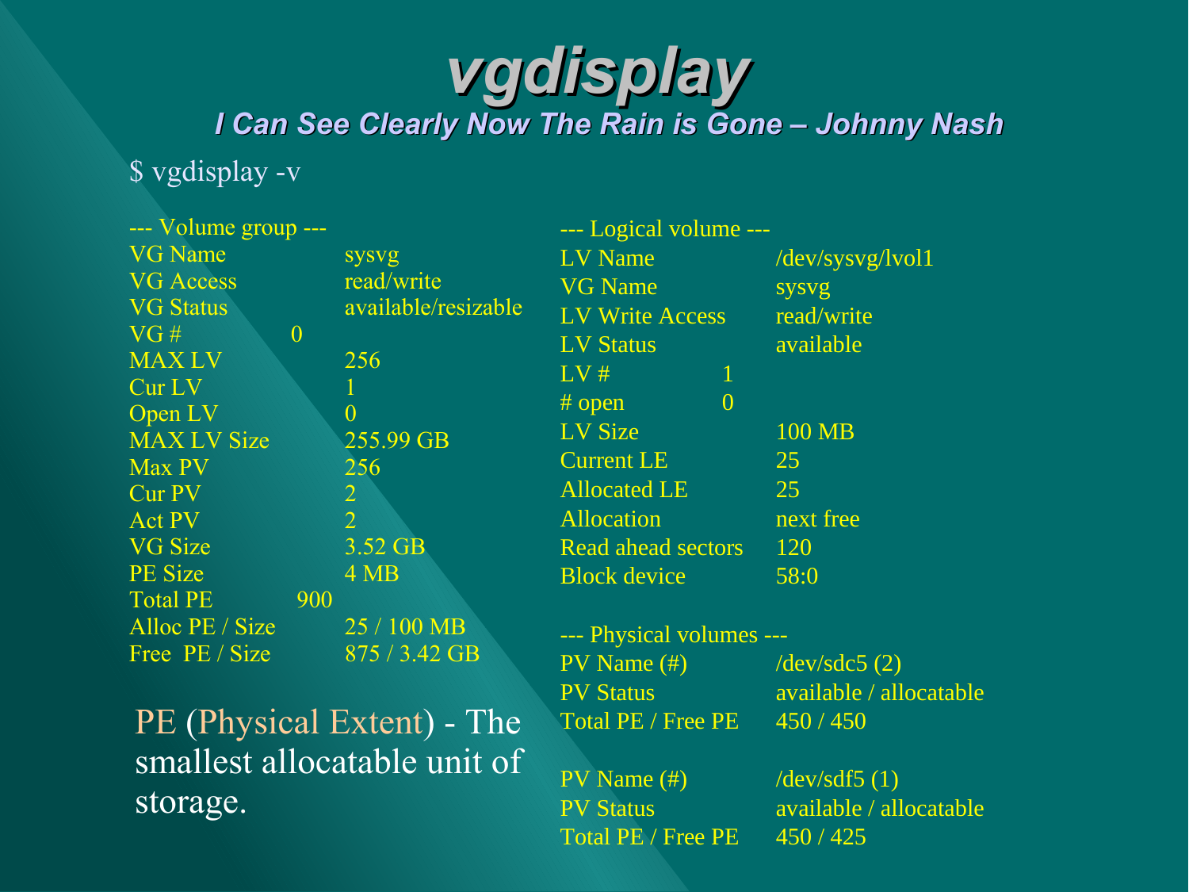# vgdisplay

## *I Can See Clearly Now The Rain is Gone – Johnny Nash*

```
$ vgdisplay -v

--- Volume group ---
VG Name               sysvg
VG Access             read/write
VG Status             available/resizable
VG #                  0
MAX LV                256
Cur LV                1
Open LV               0
MAX LV Size           255.99 GB
Max PV                256
Cur PV                2
Act PV                2
VG Size               3.52 GB
PE Size               4 MB
Total PE              900
Alloc PE / Size       25 / 100 MB
Free  PE / Size       875 / 3.42 GB

--- Logical volume ---
LV Name               /dev/sysvg/lvol1
VG Name               sysvg
LV Write Access       read/write
LV Status             available
LV #                  1
# open                0
LV Size               100 MB
Current LE            25
Allocated LE          25
Allocation            next free
Read ahead sectors    120
Block device          58:0

--- Physical volumes ---
PV Name (#)           /dev/sdc5 (2)
PV Status             available / allocatable
Total PE / Free PE    450 / 450

PV Name (#)           /dev/sdf5 (1)
PV Status             available / allocatable
Total PE / Free PE    450 / 425
```

PE (Physical Extent) - The smallest allocatable unit of storage.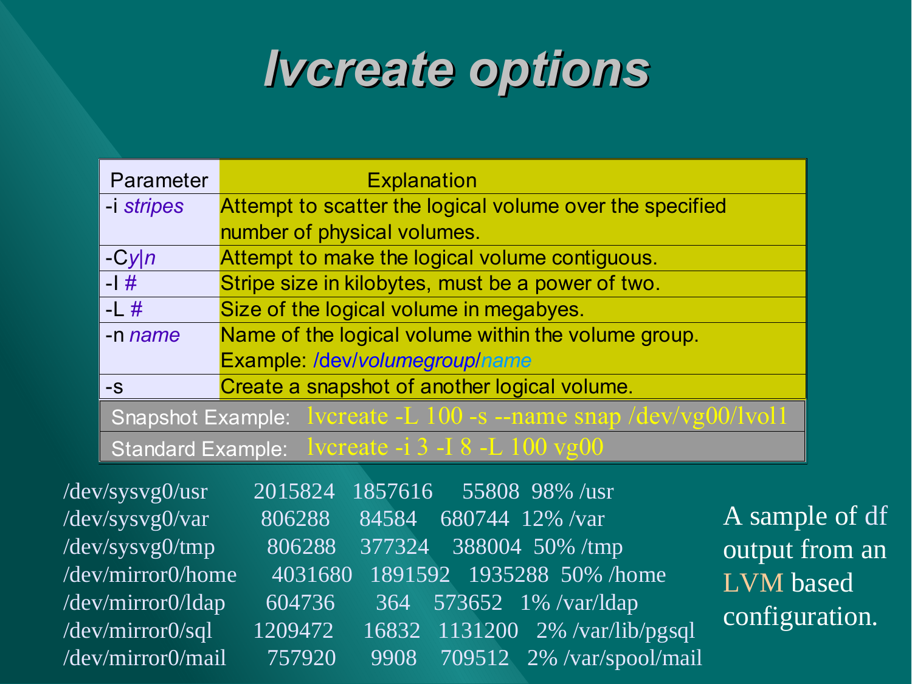# lvcreate options

| Parameter | Explanation |
|---|---|
| -i *stripes* | Attempt to scatter the logical volume over the specified number of physical volumes. |
| -C*y*\|*n* | Attempt to make the logical volume contiguous. |
| -I # | Stripe size in kilobytes, must be a power of two. |
| -L # | Size of the logical volume in megabyes. |
| -n *name* | Name of the logical volume within the volume group. Example: /dev/*volumegroup*/*name* |
| -s | Create a snapshot of another logical volume. |
| Snapshot Example: | lvcreate -L 100 -s --name snap /dev/vg00/lvol1 |
| Standard Example: | lvcreate -i 3 -I 8 -L 100 vg00 |

```
/dev/sysvg0/usr       2015824   1857616     55808  98% /usr
/dev/sysvg0/var        806288     84584    680744  12% /var
/dev/sysvg0/tmp        806288    377324    388004  50% /tmp
/dev/mirror0/home     4031680   1891592   1935288  50% /home
/dev/mirror0/ldap      604736       364    573652   1% /var/ldap
/dev/mirror0/sql      1209472     16832   1131200   2% /var/lib/pgsql
/dev/mirror0/mail      757920      9908    709512   2% /var/spool/mail
```

A sample of df output from an LVM based configuration.